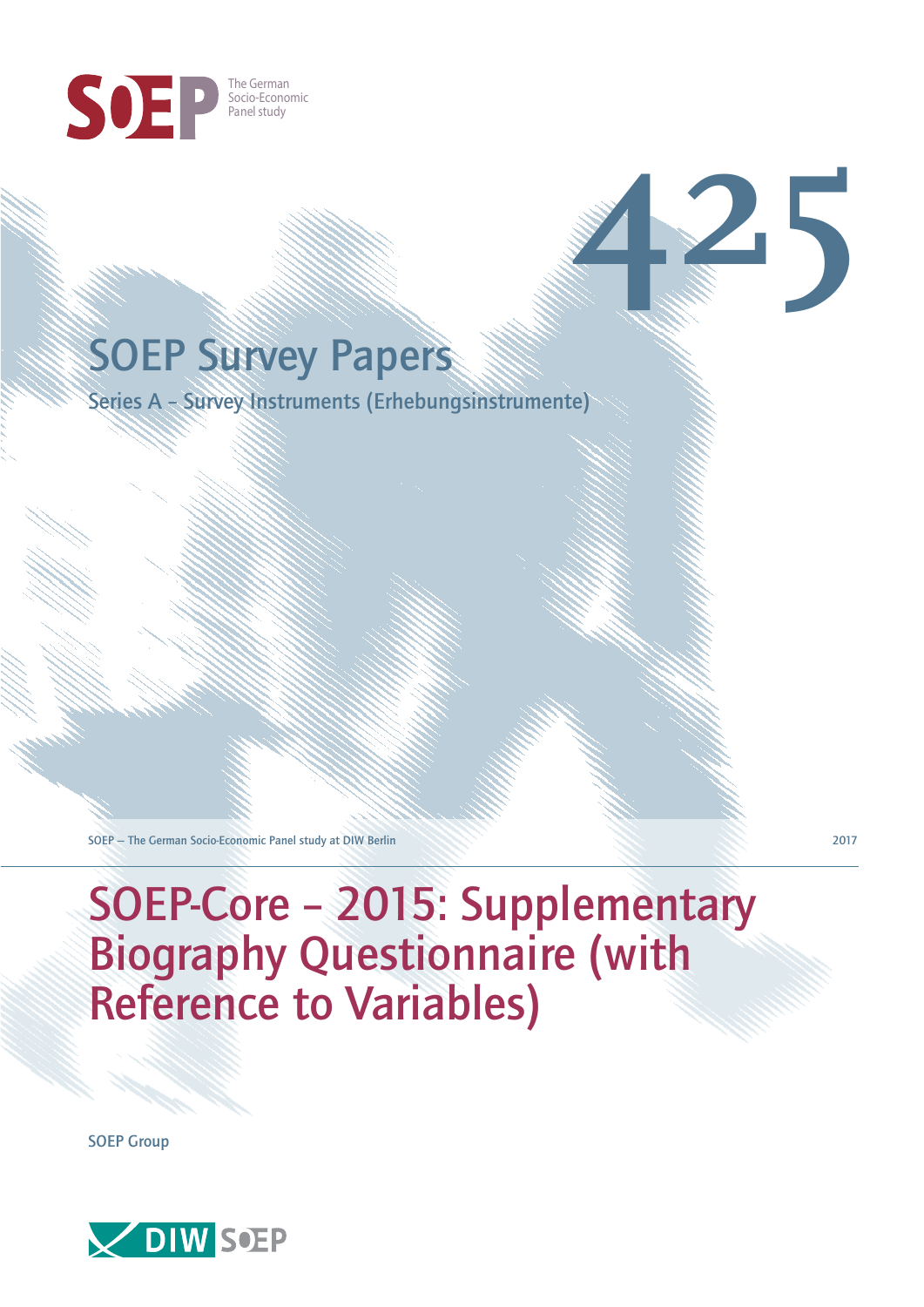SOEP The German Socio-Economic Panel study

# 425

## SOEP Survey Papers

Series A – Survey Instruments (Erhebungsinstrumente)

SOEP — The German Socio-Economic Panel study at DIW Berlin

2017

# SOEP-Core – 2015: Supplementary Biography Questionnaire (with Reference to Variables)

SOEP Group

DIW SOEP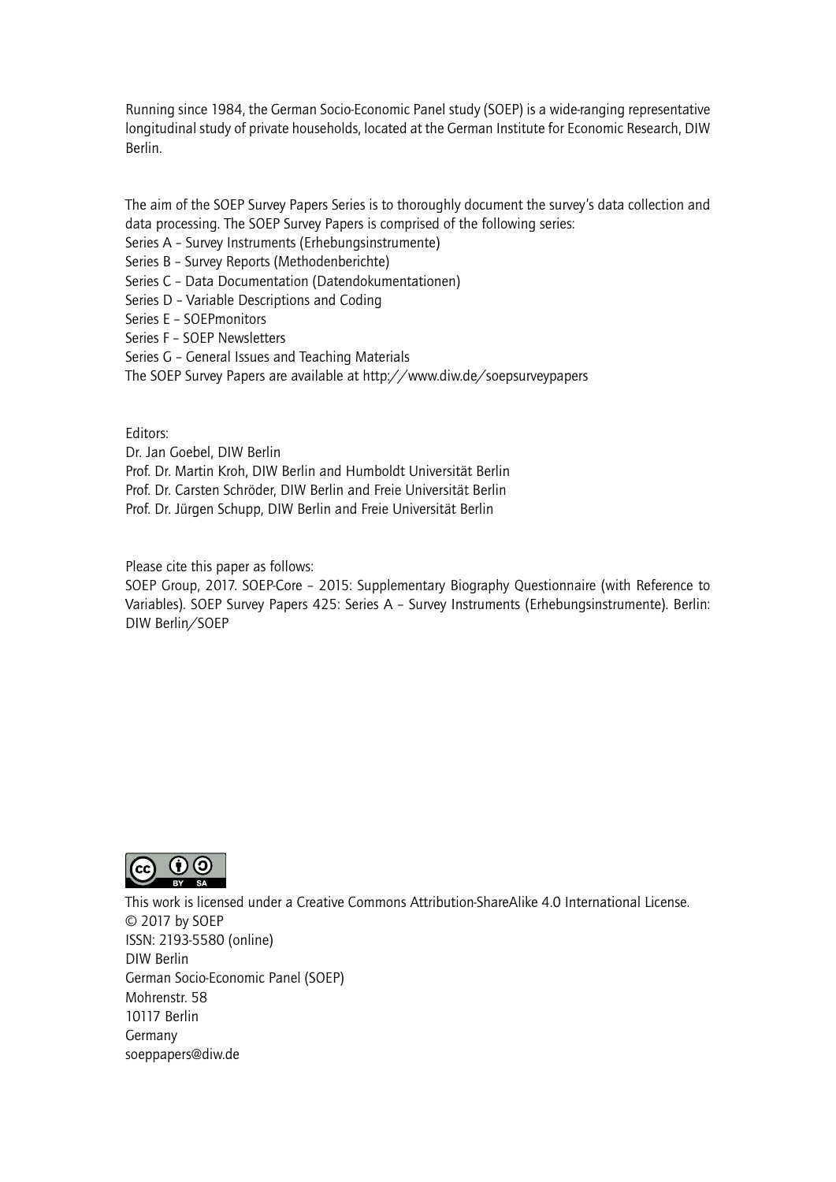Running since 1984, the German Socio-Economic Panel study (SOEP) is a wide-ranging representative longitudinal study of private households, located at the German Institute for Economic Research, DIW Berlin.

The aim of the SOEP Survey Papers Series is to thoroughly document the survey's data collection and data processing. The SOEP Survey Papers is comprised of the following series:

Series A – Survey Instruments (Erhebungsinstrumente)
Series B – Survey Reports (Methodenberichte)
Series C – Data Documentation (Datendokumentationen)
Series D – Variable Descriptions and Coding
Series E – SOEPmonitors
Series F – SOEP Newsletters
Series G – General Issues and Teaching Materials
The SOEP Survey Papers are available at http://www.diw.de/soepsurveypapers

Editors:
Dr. Jan Goebel, DIW Berlin
Prof. Dr. Martin Kroh, DIW Berlin and Humboldt Universität Berlin
Prof. Dr. Carsten Schröder, DIW Berlin and Freie Universität Berlin
Prof. Dr. Jürgen Schupp, DIW Berlin and Freie Universität Berlin

Please cite this paper as follows:
SOEP Group, 2017. SOEP-Core – 2015: Supplementary Biography Questionnaire (with Reference to Variables). SOEP Survey Papers 425: Series A – Survey Instruments (Erhebungsinstrumente). Berlin: DIW Berlin/SOEP

This work is licensed under a Creative Commons Attribution-ShareAlike 4.0 International License.
© 2017 by SOEP
ISSN: 2193-5580 (online)
DIW Berlin
German Socio-Economic Panel (SOEP)
Mohrenstr. 58
10117 Berlin
Germany
soeppapers@diw.de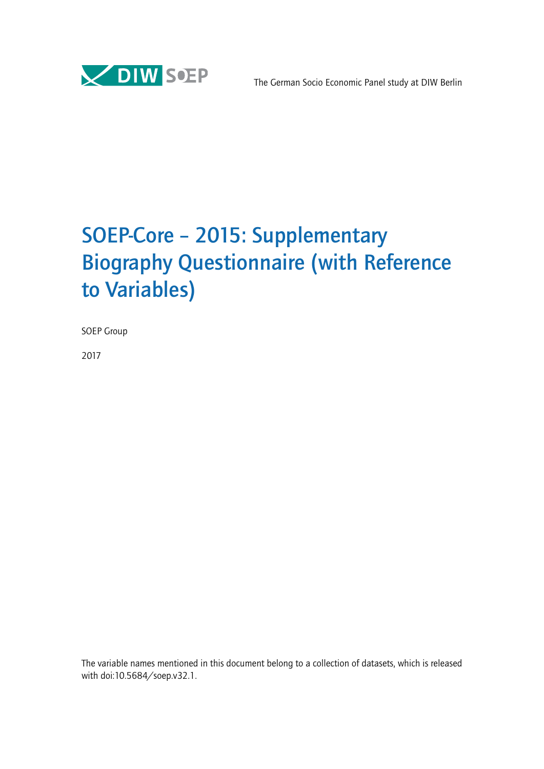The German Socio Economic Panel study at DIW Berlin

# SOEP-Core – 2015: Supplementary Biography Questionnaire (with Reference to Variables)

SOEP Group

2017

The variable names mentioned in this document belong to a collection of datasets, which is released with doi:10.5684/soep.v32.1.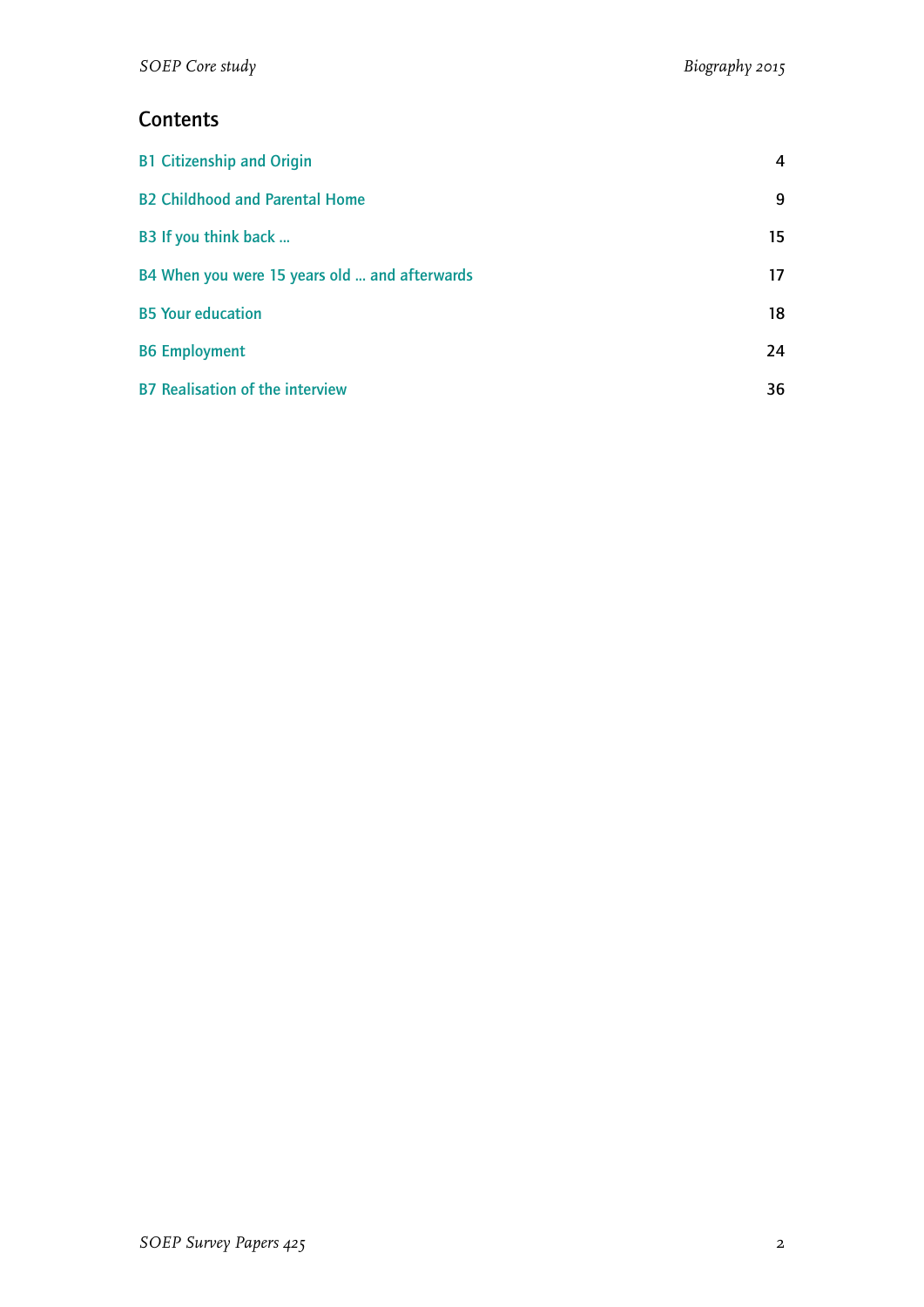## Contents

| | |
|---|---|
| B1 Citizenship and Origin | 4 |
| B2 Childhood and Parental Home | 9 |
| B3 If you think back ... | 15 |
| B4 When you were 15 years old ... and afterwards | 17 |
| B5 Your education | 18 |
| B6 Employment | 24 |
| B7 Realisation of the interview | 36 |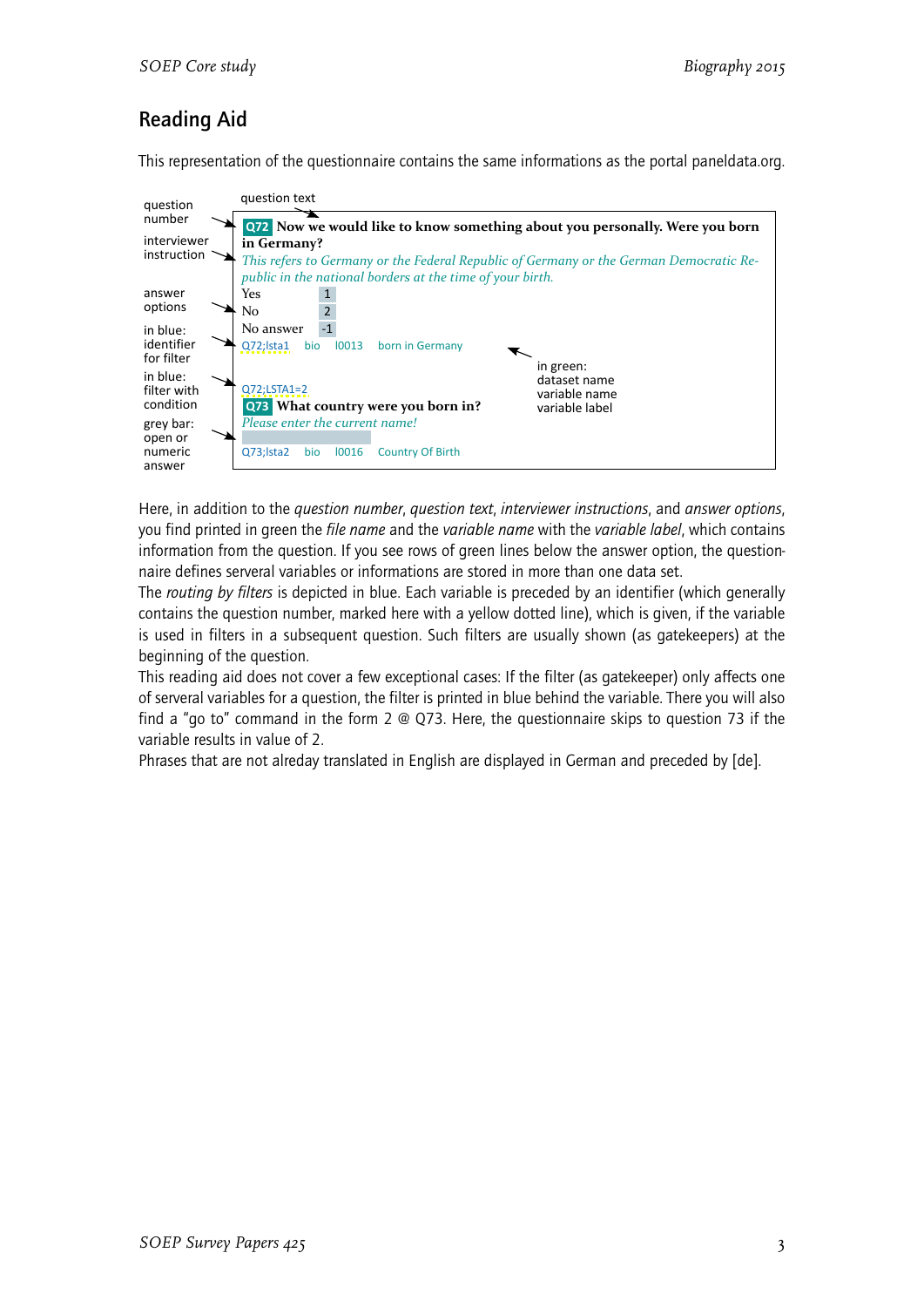## Reading Aid

This representation of the questionnaire contains the same informations as the portal paneldata.org.

question text

| | |
|---|---|
| question number | **Q72** **Now we would like to know something about you personally. Were you born in Germany?** |
| interviewer instruction | *This refers to Germany or the Federal Republic of Germany or the German Democratic Republic in the national borders at the time of your birth.* |
| answer options | Yes 1 / No 2 / No answer -1 |
| in blue: identifier for filter | Q72;lsta1 bio l0013 born in Germany (in green: dataset name, variable name, variable label) |
| in blue: filter with condition | Q72;LSTA1=2 |
| | **Q73** **What country were you born in?** |
| | *Please enter the current name!* |
| grey bar: open or numeric answer | [grey bar] |
| | Q73;lsta2 bio l0016 Country Of Birth |

Here, in addition to the *question number*, *question text*, *interviewer instructions*, and *answer options*, you find printed in green the *file name* and the *variable name* with the *variable label*, which contains information from the question. If you see rows of green lines below the answer option, the questionnaire defines serveral variables or informations are stored in more than one data set.

The *routing by filters* is depicted in blue. Each variable is preceded by an identifier (which generally contains the question number, marked here with a yellow dotted line), which is given, if the variable is used in filters in a subsequent question. Such filters are usually shown (as gatekeepers) at the beginning of the question.

This reading aid does not cover a few exceptional cases: If the filter (as gatekeeper) only affects one of serveral variables for a question, the filter is printed in blue behind the variable. There you will also find a "go to" command in the form 2 @ Q73. Here, the questionnaire skips to question 73 if the variable results in value of 2.

Phrases that are not alreday translated in English are displayed in German and preceded by [de].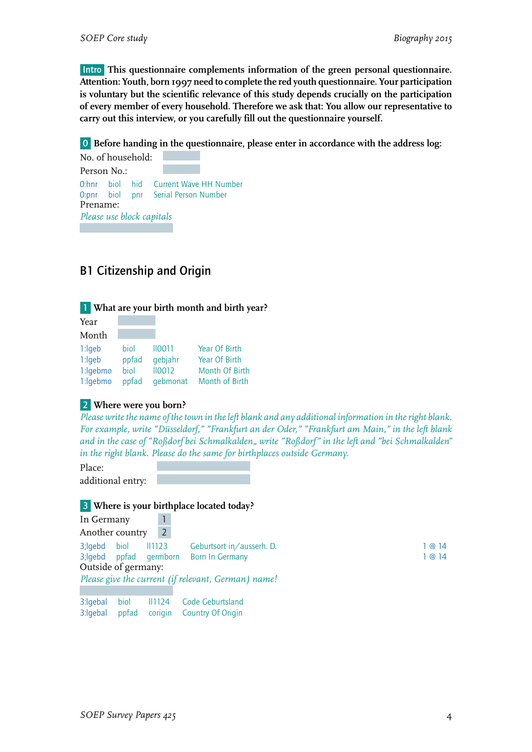**Intro** **This questionnaire complements information of the green personal questionnaire. Attention: Youth, born 1997 need to complete the red youth questionnaire. Your participation is voluntary but the scientific relevance of this study depends crucially on the participation of every member of every household. Therefore we ask that: You allow our representative to carry out this interview, or you carefully fill out the questionnaire yourself.**

**0** **Before handing in the questionnaire, please enter in accordance with the address log:**

No. of household:

Person No.:

| | | | |
|---|---|---|---|
| 0:hnr | biol | hid | Current Wave HH Number |
| 0:pnr | biol | pnr | Serial Person Number |

Prename:

*Please use block capitals*

## B1 Citizenship and Origin

**1** **What are your birth month and birth year?**

Year

Month

| | | | |
|---|---|---|---|
| 1:lgeb | biol | ll0011 | Year Of Birth |
| 1:lgeb | ppfad | gebjahr | Year Of Birth |
| 1:lgebmo | biol | ll0012 | Month Of Birth |
| 1:lgebmo | ppfad | gebmonat | Month of Birth |

**2** **Where were you born?**

*Please write the name of the town in the left blank and any additional information in the right blank. For example, write "Düsseldorf," "Frankfurt an der Oder," "Frankfurt am Main," in the left blank and in the case of "Roßdorf bei Schmalkalden„ write "Roßdorf" in the left and "bei Schmalkalden" in the right blank. Please do the same for birthplaces outside Germany.*

Place:

additional entry:

**3** **Where is your birthplace located today?**

In Germany 1

Another country 2

| | | | | |
|---|---|---|---|---|
| 3;lgebd | biol | ll1123 | Geburtsort in/ausserh. D. | 1 @ 14 |
| 3;lgebd | ppfad | germborn | Born In Germany | 1 @ 14 |

Outside of germany:

*Please give the current (if relevant, German) name!*

| | | | |
|---|---|---|---|
| 3:lgebal | biol | ll1124 | Code Geburtsland |
| 3:lgebal | ppfad | corigin | Country Of Origin |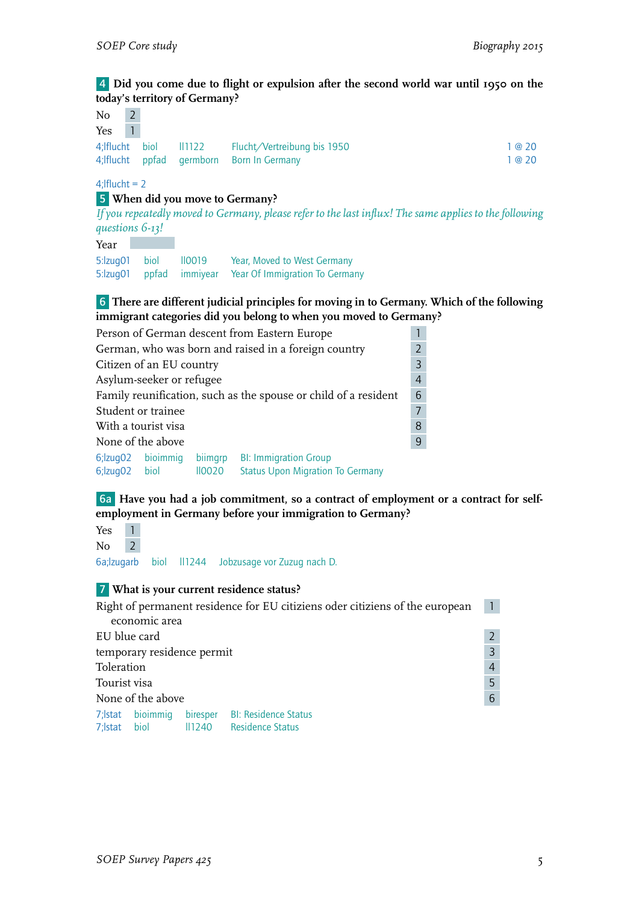**4** **Did you come due to flight or expulsion after the second world war until 1950 on the today's territory of Germany?**

No 2
Yes 1

| | | | | |
|---|---|---|---|---|
| 4;lflucht | biol | ll1122 | Flucht/Vertreibung bis 1950 | 1 @ 20 |
| 4;lflucht | ppfad | germborn | Born In Germany | 1 @ 20 |

4;lflucht = 2

**5** **When did you move to Germany?**

*If you repeatedly moved to Germany, please refer to the last influx! The same applies to the following questions 6-13!*

Year

| | | | |
|---|---|---|---|
| 5:lzug01 | biol | ll0019 | Year, Moved to West Germany |
| 5:lzug01 | ppfad | immiyear | Year Of Immigration To Germany |

**6** **There are different judicial principles for moving in to Germany. Which of the following immigrant categories did you belong to when you moved to Germany?**

Person of German descent from Eastern Europe 1
German, who was born and raised in a foreign country 2
Citizen of an EU country 3
Asylum-seeker or refugee 4
Family reunification, such as the spouse or child of a resident 6
Student or trainee 7
With a tourist visa 8
None of the above 9

| | | | |
|---|---|---|---|
| 6;lzug02 | bioimmig | biimgrp | BI: Immigration Group |
| 6;lzug02 | biol | ll0020 | Status Upon Migration To Germany |

**6a** **Have you had a job commitment, so a contract of employment or a contract for self-employment in Germany before your immigration to Germany?**

Yes 1
No 2

6a;lzugarb biol ll1244 Jobzusage vor Zuzug nach D.

**7** **What is your current residence status?**

Right of permanent residence for EU citiziens oder citiziens of the european economic area 1
EU blue card 2
temporary residence permit 3
Toleration 4
Tourist visa 5
None of the above 6

| | | | |
|---|---|---|---|
| 7;lstat | bioimmig | biresper | BI: Residence Status |
| 7;lstat | biol | ll1240 | Residence Status |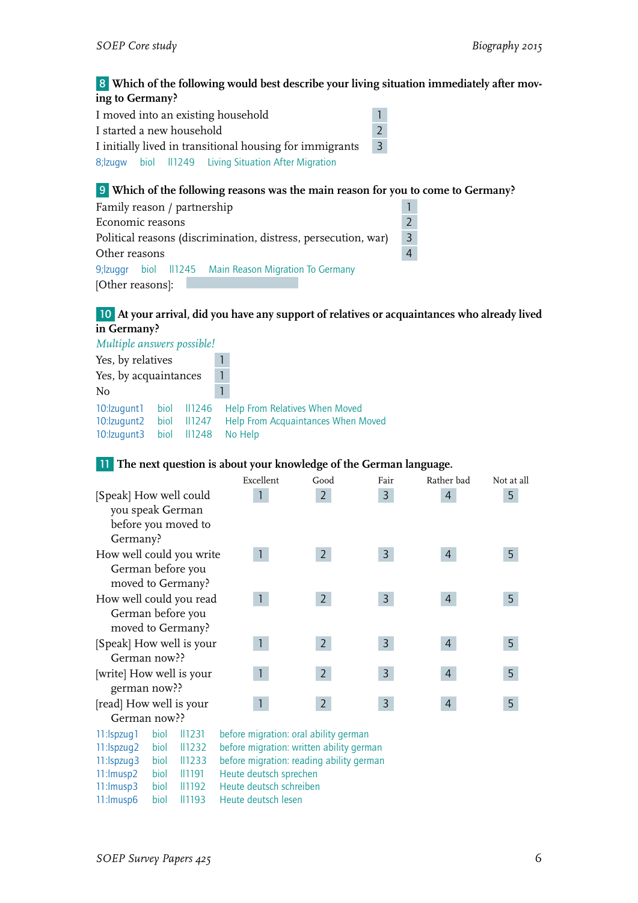**8** **Which of the following would best describe your living situation immediately after moving to Germany?**

| | |
|---|---|
| I moved into an existing household | 1 |
| I started a new household | 2 |
| I initially lived in transitional housing for immigrants | 3 |

8;lzugw biol ll1249 Living Situation After Migration

**9** **Which of the following reasons was the main reason for you to come to Germany?**

| | |
|---|---|
| Family reason / partnership | 1 |
| Economic reasons | 2 |
| Political reasons (discrimination, distress, persecution, war) | 3 |
| Other reasons | 4 |

9;lzuggr biol ll1245 Main Reason Migration To Germany

[Other reasons]:

**10** **At your arrival, did you have any support of relatives or acquaintances who already lived in Germany?**

*Multiple answers possible!*

| | |
|---|---|
| Yes, by relatives | 1 |
| Yes, by acquaintances | 1 |
| No | 1 |

10:lzugunt1 biol ll1246 Help From Relatives When Moved
10:lzugunt2 biol ll1247 Help From Acquaintances When Moved
10:lzugunt3 biol ll1248 No Help

**11** **The next question is about your knowledge of the German language.**

| | Excellent | Good | Fair | Rather bad | Not at all |
|---|---|---|---|---|---|
| [Speak] How well could you speak German before you moved to Germany? | 1 | 2 | 3 | 4 | 5 |
| How well could you write German before you moved to Germany? | 1 | 2 | 3 | 4 | 5 |
| How well could you read German before you moved to Germany? | 1 | 2 | 3 | 4 | 5 |
| [Speak] How well is your German now?? | 1 | 2 | 3 | 4 | 5 |
| [write] How well is your german now?? | 1 | 2 | 3 | 4 | 5 |
| [read] How well is your German now?? | 1 | 2 | 3 | 4 | 5 |

11:lspzug1 biol ll1231 before migration: oral ability german
11:lspzug2 biol ll1232 before migration: written ability german
11:lspzug3 biol ll1233 before migration: reading ability german
11:lmusp2 biol ll1191 Heute deutsch sprechen
11:lmusp3 biol ll1192 Heute deutsch schreiben
11:lmusp6 biol ll1193 Heute deutsch lesen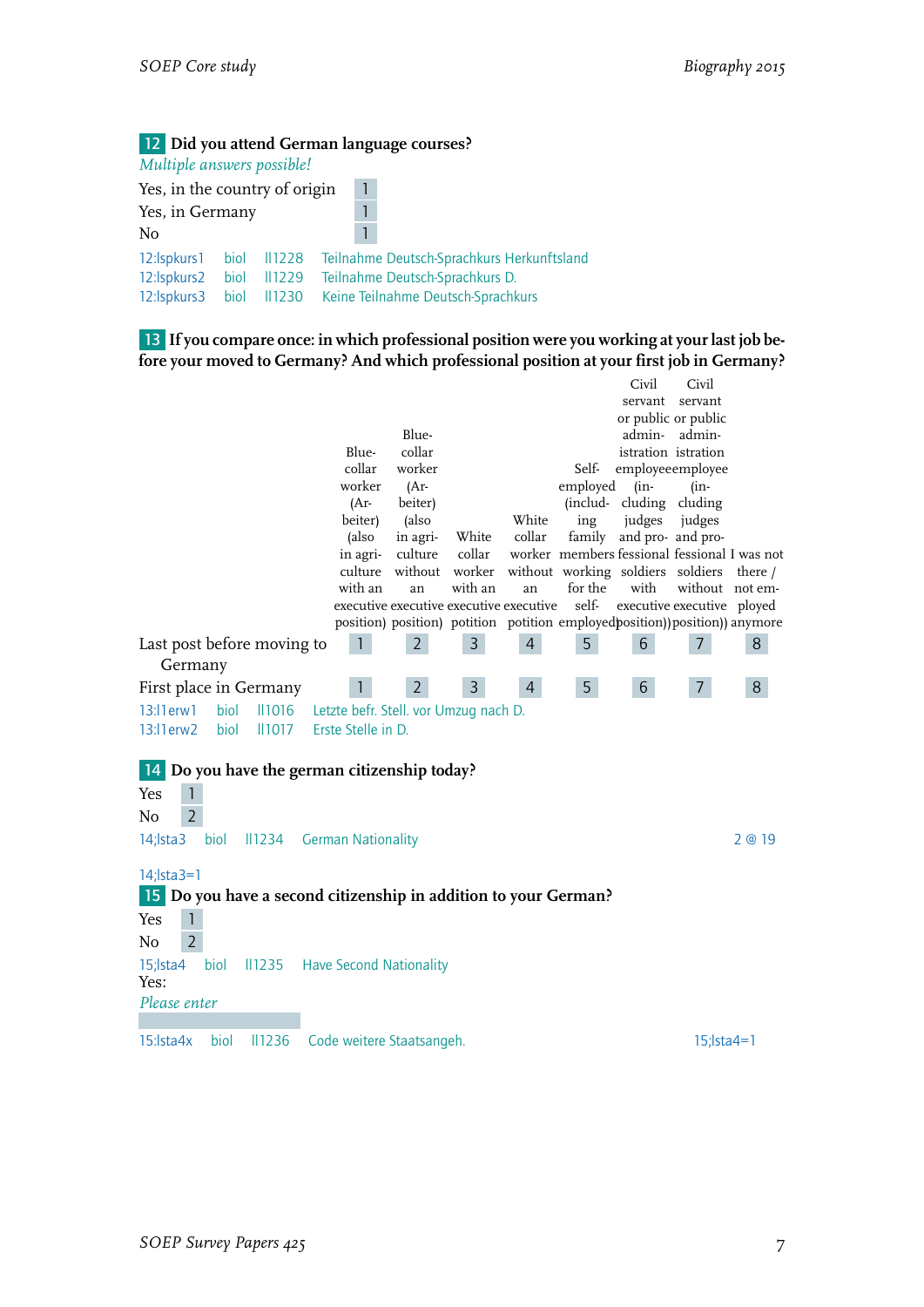**12** **Did you attend German language courses?**

*Multiple answers possible!*

| | |
|---|---|
| Yes, in the country of origin | 1 |
| Yes, in Germany | 1 |
| No | 1 |

12:lspkurs1 biol ll1228 Teilnahme Deutsch-Sprachkurs Herkunftsland
12:lspkurs2 biol ll1229 Teilnahme Deutsch-Sprachkurs D.
12:lspkurs3 biol ll1230 Keine Teilnahme Deutsch-Sprachkurs

**13** **If you compare once: in which professional position were you working at your last job before your moved to Germany? And which professional position at your first job in Germany?**

| | Blue-collar worker (Arbeiter) (also in agriculture with an executive position) | Blue-collar worker (Arbeiter) (also in agriculture without an executive position) | White collar worker with an executive potition | White collar worker without an executive potition | Self-employed (including family members working for the self-employed) | Civil servant or public administration employee (including judges and professional soldiers with executive position)) | Civil servant or public administration employee (including judges and professional soldiers without executive position)) | I was not there / not employed anymore |
|---|---|---|---|---|---|---|---|---|
| Last post before moving to Germany | 1 | 2 | 3 | 4 | 5 | 6 | 7 | 8 |
| First place in Germany | 1 | 2 | 3 | 4 | 5 | 6 | 7 | 8 |

13:l1erw1 biol ll1016 Letzte befr. Stell. vor Umzug nach D.
13:l1erw2 biol ll1017 Erste Stelle in D.

**14** **Do you have the german citizenship today?**

| | |
|---|---|
| Yes | 1 |
| No | 2 |

14;lsta3 biol ll1234 German Nationality 2 @ 19

14;lsta3=1

**15** **Do you have a second citizenship in addition to your German?**

| | |
|---|---|
| Yes | 1 |
| No | 2 |

15;lsta4 biol ll1235 Have Second Nationality

Yes:

*Please enter*

15:lsta4x biol ll1236 Code weitere Staatsangeh. 15;lsta4=1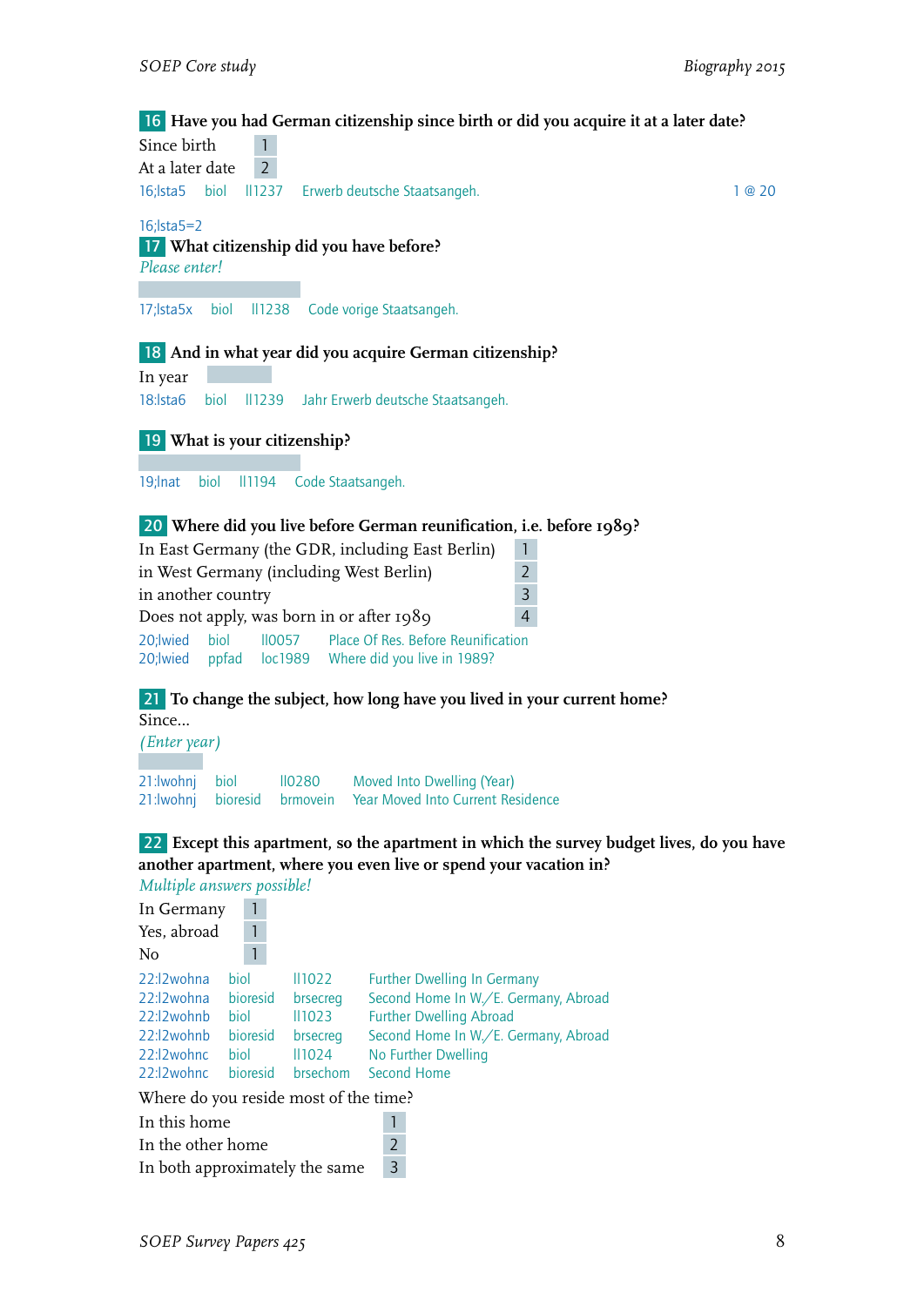**16** **Have you had German citizenship since birth or did you acquire it at a later date?**

| | |
|---|---|
| Since birth | 1 |
| At a later date | 2 |

16;lsta5 biol ll1237 Erwerb deutsche Staatsangeh. 1 @ 20

16;lsta5=2

**17** **What citizenship did you have before?**

*Please enter!*

17;lsta5x biol ll1238 Code vorige Staatsangeh.

**18** **And in what year did you acquire German citizenship?**

In year

18:lsta6 biol ll1239 Jahr Erwerb deutsche Staatsangeh.

**19** **What is your citizenship?**

19;lnat biol ll1194 Code Staatsangeh.

**20** **Where did you live before German reunification, i.e. before 1989?**

| | |
|---|---|
| In East Germany (the GDR, including East Berlin) | 1 |
| in West Germany (including West Berlin) | 2 |
| in another country | 3 |
| Does not apply, was born in or after 1989 | 4 |

20;lwied biol ll0057 Place Of Res. Before Reunification
20;lwied ppfad loc1989 Where did you live in 1989?

**21** **To change the subject, how long have you lived in your current home?**

Since...

*(Enter year)*

21:lwohnj biol ll0280 Moved Into Dwelling (Year)
21:lwohnj bioresid brmovein Year Moved Into Current Residence

**22** **Except this apartment, so the apartment in which the survey budget lives, do you have another apartment, where you even live or spend your vacation in?**

*Multiple answers possible!*

| | |
|---|---|
| In Germany | 1 |
| Yes, abroad | 1 |
| No | 1 |

22:l2wohna biol ll1022 Further Dwelling In Germany
22:l2wohna bioresid brsecreg Second Home In W./E. Germany, Abroad
22:l2wohnb biol ll1023 Further Dwelling Abroad
22:l2wohnb bioresid brsecreg Second Home In W./E. Germany, Abroad
22:l2wohnc biol ll1024 No Further Dwelling
22:l2wohnc bioresid brsechom Second Home

Where do you reside most of the time?

| | |
|---|---|
| In this home | 1 |
| In the other home | 2 |
| In both approximately the same | 3 |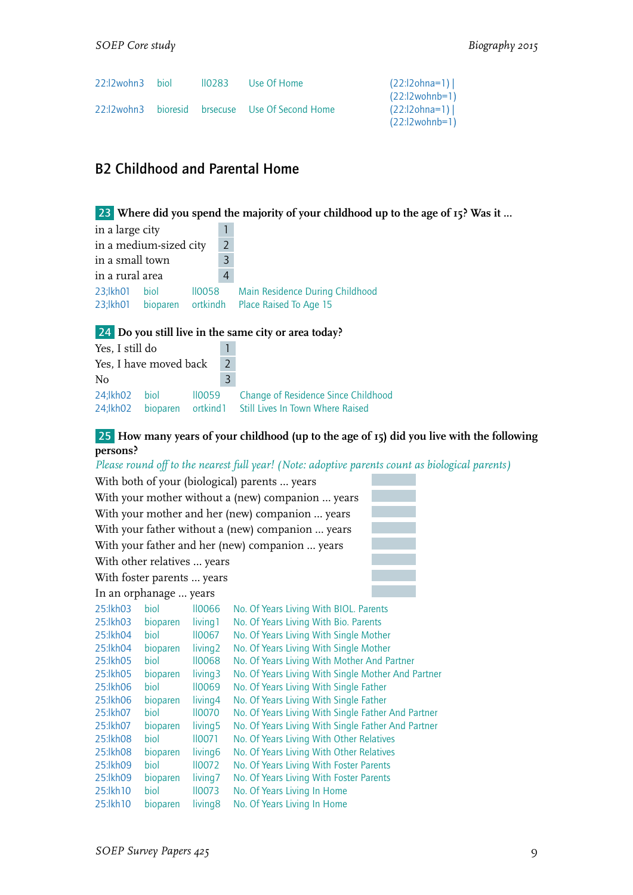| | | | | |
|---|---|---|---|---|
| 22:l2wohn3 | biol | ll0283 | Use Of Home | (22:l2ohna=1) \| (22:l2wohnb=1) |
| 22:l2wohn3 | bioresid | brsecuse | Use Of Second Home | (22:l2ohna=1) \| (22:l2wohnb=1) |

## B2 Childhood and Parental Home

**23 Where did you spend the majority of your childhood up to the age of 15? Was it ...**

| | |
|---|---|
| in a large city | 1 |
| in a medium-sized city | 2 |
| in a small town | 3 |
| in a rural area | 4 |

| | | | |
|---|---|---|---|
| 23;lkh01 | biol | ll0058 | Main Residence During Childhood |
| 23;lkh01 | bioparen | ortkindh | Place Raised To Age 15 |

**24 Do you still live in the same city or area today?**

| | |
|---|---|
| Yes, I still do | 1 |
| Yes, I have moved back | 2 |
| No | 3 |

| | | | |
|---|---|---|---|
| 24;lkh02 | biol | ll0059 | Change of Residence Since Childhood |
| 24;lkh02 | bioparen | ortkind1 | Still Lives In Town Where Raised |

**25 How many years of your childhood (up to the age of 15) did you live with the following persons?**

*Please round off to the nearest full year! (Note: adoptive parents count as biological parents)*

| | |
|---|---|
| With both of your (biological) parents ... years | |
| With your mother without a (new) companion ... years | |
| With your mother and her (new) companion ... years | |
| With your father without a (new) companion ... years | |
| With your father and her (new) companion ... years | |
| With other relatives ... years | |
| With foster parents ... years | |
| In an orphanage ... years | |

| | | | |
|---|---|---|---|
| 25:lkh03 | biol | ll0066 | No. Of Years Living With BIOL. Parents |
| 25:lkh03 | bioparen | living1 | No. Of Years Living With Bio. Parents |
| 25:lkh04 | biol | ll0067 | No. Of Years Living With Single Mother |
| 25:lkh04 | bioparen | living2 | No. Of Years Living With Single Mother |
| 25:lkh05 | biol | ll0068 | No. Of Years Living With Mother And Partner |
| 25:lkh05 | bioparen | living3 | No. Of Years Living With Single Mother And Partner |
| 25:lkh06 | biol | ll0069 | No. Of Years Living With Single Father |
| 25:lkh06 | bioparen | living4 | No. Of Years Living With Single Father |
| 25:lkh07 | biol | ll0070 | No. Of Years Living With Single Father And Partner |
| 25:lkh07 | bioparen | living5 | No. Of Years Living With Single Father And Partner |
| 25:lkh08 | biol | ll0071 | No. Of Years Living With Other Relatives |
| 25:lkh08 | bioparen | living6 | No. Of Years Living With Other Relatives |
| 25:lkh09 | biol | ll0072 | No. Of Years Living With Foster Parents |
| 25:lkh09 | bioparen | living7 | No. Of Years Living With Foster Parents |
| 25:lkh10 | biol | ll0073 | No. Of Years Living In Home |
| 25:lkh10 | bioparen | living8 | No. Of Years Living In Home |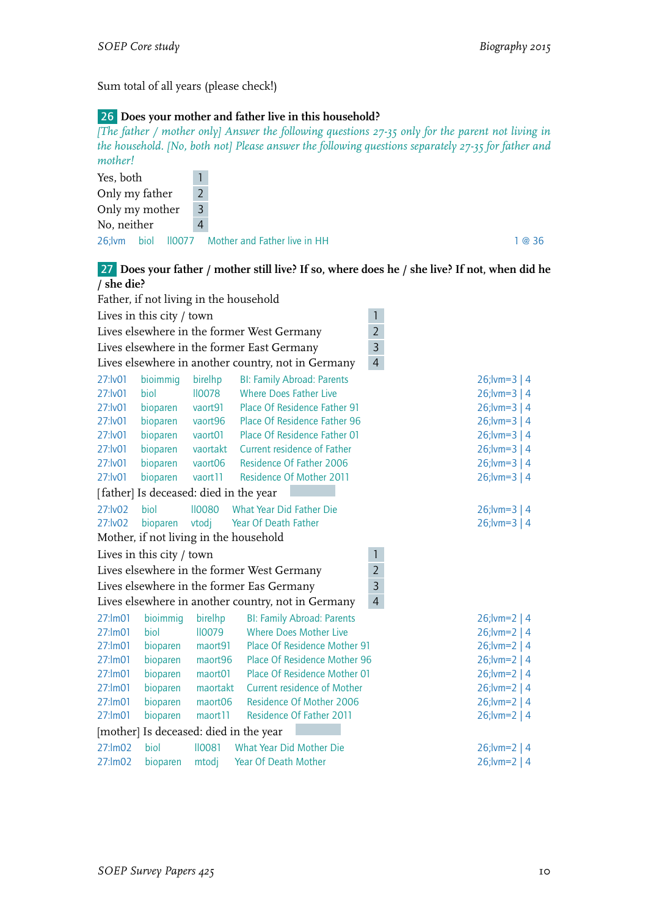Sum total of all years (please check!)

**26 Does your mother and father live in this household?**

*[The father / mother only] Answer the following questions 27-35 only for the parent not living in the household. [No, both not] Please answer the following questions separately 27-35 for father and mother!*

| | |
|---|---|
| Yes, both | 1 |
| Only my father | 2 |
| Only my mother | 3 |
| No, neither | 4 |

| | | | | |
|---|---|---|---|---|
| 26;lvm | biol | ll0077 | Mother and Father live in HH | 1 @ 36 |

**27 Does your father / mother still live? If so, where does he / she live? If not, when did he / she die?**

Father, if not living in the household

| | |
|---|---|
| Lives in this city / town | 1 |
| Lives elsewhere in the former West Germany | 2 |
| Lives elsewhere in the former East Germany | 3 |
| Lives elsewhere in another country, not in Germany | 4 |

| | | | | |
|---|---|---|---|---|
| 27:lv01 | bioimmig | birelhp | BI: Family Abroad: Parents | 26;lvm=3 \| 4 |
| 27:lv01 | biol | ll0078 | Where Does Father Live | 26;lvm=3 \| 4 |
| 27:lv01 | bioparen | vaort91 | Place Of Residence Father 91 | 26;lvm=3 \| 4 |
| 27:lv01 | bioparen | vaort96 | Place Of Residence Father 96 | 26;lvm=3 \| 4 |
| 27:lv01 | bioparen | vaort01 | Place Of Residence Father 01 | 26;lvm=3 \| 4 |
| 27:lv01 | bioparen | vaortakt | Current residence of Father | 26;lvm=3 \| 4 |
| 27:lv01 | bioparen | vaort06 | Residence Of Father 2006 | 26;lvm=3 \| 4 |
| 27:lv01 | bioparen | vaort11 | Residence Of Mother 2011 | 26;lvm=3 \| 4 |

[father] Is deceased: died in the year

| | | | | |
|---|---|---|---|---|
| 27:lv02 | biol | ll0080 | What Year Did Father Die | 26;lvm=3 \| 4 |
| 27:lv02 | bioparen | vtodj | Year Of Death Father | 26;lvm=3 \| 4 |

Mother, if not living in the household

| | |
|---|---|
| Lives in this city / town | 1 |
| Lives elsewhere in the former West Germany | 2 |
| Lives elsewhere in the former Eas Germany | 3 |
| Lives elsewhere in another country, not in Germany | 4 |

| | | | | |
|---|---|---|---|---|
| 27:lm01 | bioimmig | birelhp | BI: Family Abroad: Parents | 26;lvm=2 \| 4 |
| 27:lm01 | biol | ll0079 | Where Does Mother Live | 26;lvm=2 \| 4 |
| 27:lm01 | bioparen | maort91 | Place Of Residence Mother 91 | 26;lvm=2 \| 4 |
| 27:lm01 | bioparen | maort96 | Place Of Residence Mother 96 | 26;lvm=2 \| 4 |
| 27:lm01 | bioparen | maort01 | Place Of Residence Mother 01 | 26;lvm=2 \| 4 |
| 27:lm01 | bioparen | maortakt | Current residence of Mother | 26;lvm=2 \| 4 |
| 27:lm01 | bioparen | maort06 | Residence Of Mother 2006 | 26;lvm=2 \| 4 |
| 27:lm01 | bioparen | maort11 | Residence Of Father 2011 | 26;lvm=2 \| 4 |

[mother] Is deceased: died in the year

| | | | | |
|---|---|---|---|---|
| 27:lm02 | biol | ll0081 | What Year Did Mother Die | 26;lvm=2 \| 4 |
| 27:lm02 | bioparen | mtodj | Year Of Death Mother | 26;lvm=2 \| 4 |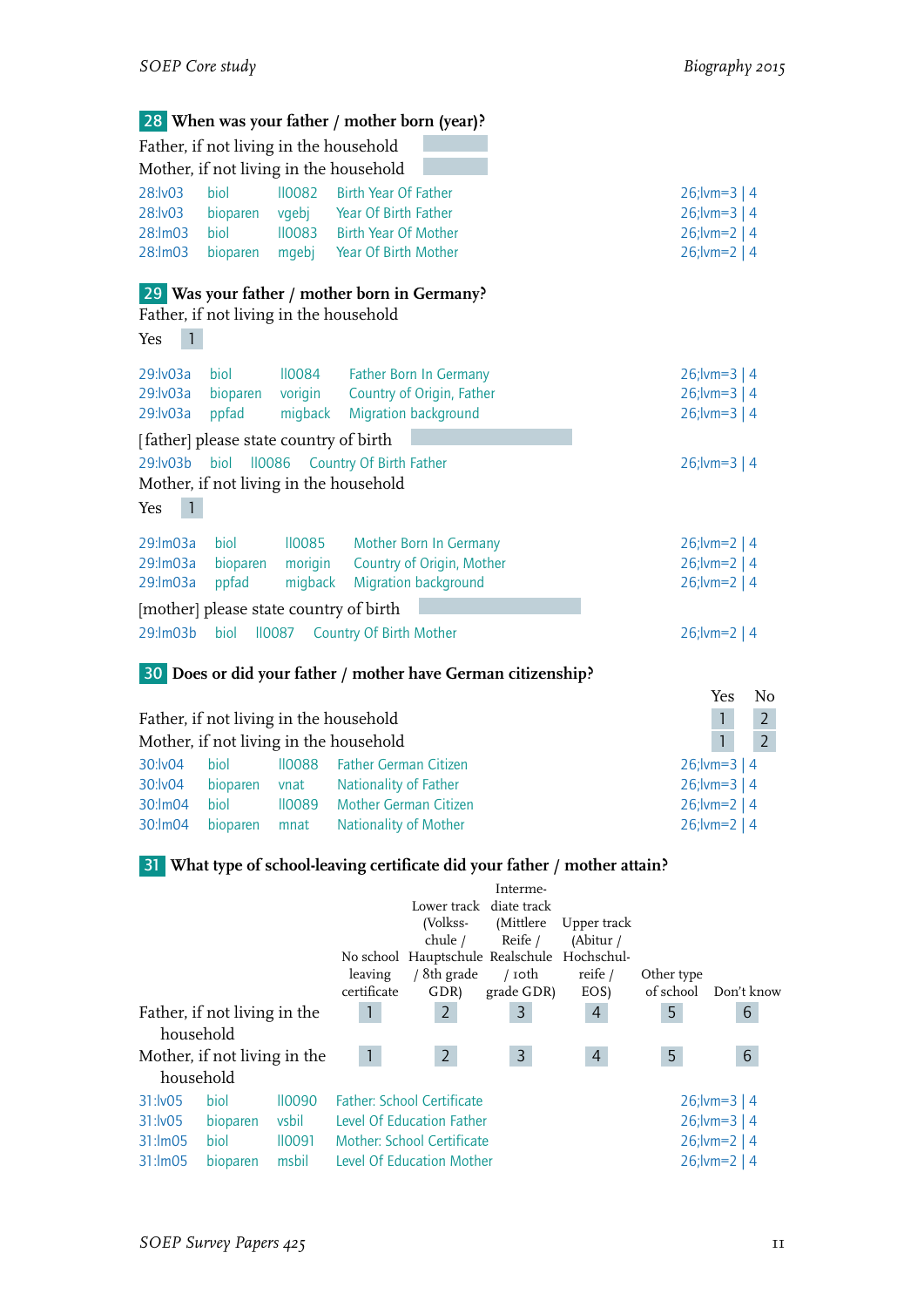## 28 When was your father / mother born (year)?

Father, if not living in the household

Mother, if not living in the household

| | | | | |
|---|---|---|---|---|
| 28:lv03 | biol | ll0082 | Birth Year Of Father | 26;lvm=3 \| 4 |
| 28:lv03 | bioparen | vgebj | Year Of Birth Father | 26;lvm=3 \| 4 |
| 28:lm03 | biol | ll0083 | Birth Year Of Mother | 26;lvm=2 \| 4 |
| 28:lm03 | bioparen | mgebj | Year Of Birth Mother | 26;lvm=2 \| 4 |

## 29 Was your father / mother born in Germany?

Father, if not living in the household

Yes 1

| | | | | |
|---|---|---|---|---|
| 29:lv03a | biol | ll0084 | Father Born In Germany | 26;lvm=3 \| 4 |
| 29:lv03a | bioparen | vorigin | Country of Origin, Father | 26;lvm=3 \| 4 |
| 29:lv03a | ppfad | migback | Migration background | 26;lvm=3 \| 4 |

[father] please state country of birth

| | | | | |
|---|---|---|---|---|
| 29:lv03b | biol | ll0086 | Country Of Birth Father | 26;lvm=3 \| 4 |

Mother, if not living in the household

Yes 1

| | | | | |
|---|---|---|---|---|
| 29:lm03a | biol | ll0085 | Mother Born In Germany | 26;lvm=2 \| 4 |
| 29:lm03a | bioparen | morigin | Country of Origin, Mother | 26;lvm=2 \| 4 |
| 29:lm03a | ppfad | migback | Migration background | 26;lvm=2 \| 4 |

[mother] please state country of birth

| | | | | |
|---|---|---|---|---|
| 29:lm03b | biol | ll0087 | Country Of Birth Mother | 26;lvm=2 \| 4 |

## 30 Does or did your father / mother have German citizenship?

| | Yes | No |
|---|---|---|
| Father, if not living in the household | 1 | 2 |
| Mother, if not living in the household | 1 | 2 |

| | | | | |
|---|---|---|---|---|
| 30:lv04 | biol | ll0088 | Father German Citizen | 26;lvm=3 \| 4 |
| 30:lv04 | bioparen | vnat | Nationality of Father | 26;lvm=3 \| 4 |
| 30:lm04 | biol | ll0089 | Mother German Citizen | 26;lvm=2 \| 4 |
| 30:lm04 | bioparen | mnat | Nationality of Mother | 26;lvm=2 \| 4 |

## 31 What type of school-leaving certificate did your father / mother attain?

| | No school leaving certificate | Lower track (Volksschule / Hauptschule / 8th grade GDR) | Intermediate track (Mittlere Reife / Realschule / 10th grade GDR) | Upper track (Abitur / Hochschulreife / EOS) | Other type of school | Don't know |
|---|---|---|---|---|---|---|
| Father, if not living in the household | 1 | 2 | 3 | 4 | 5 | 6 |
| Mother, if not living in the household | 1 | 2 | 3 | 4 | 5 | 6 |

| | | | | |
|---|---|---|---|---|
| 31:lv05 | biol | ll0090 | Father: School Certificate | 26;lvm=3 \| 4 |
| 31:lv05 | bioparen | vsbil | Level Of Education Father | 26;lvm=3 \| 4 |
| 31:lm05 | biol | ll0091 | Mother: School Certificate | 26;lvm=2 \| 4 |
| 31:lm05 | bioparen | msbil | Level Of Education Mother | 26;lvm=2 \| 4 |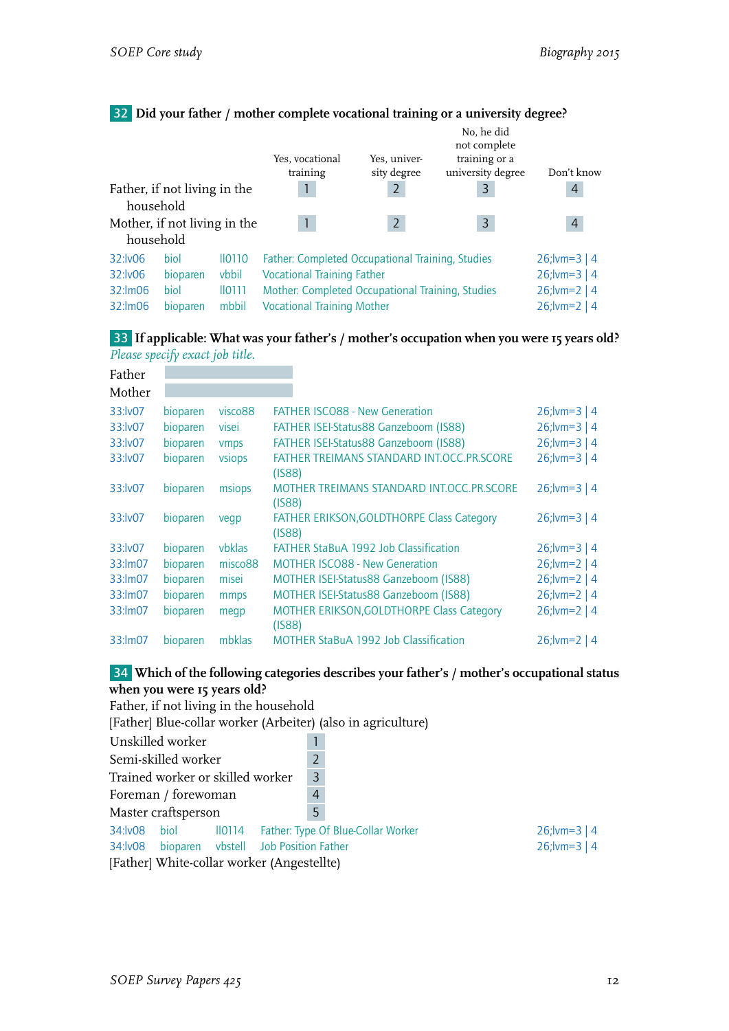## 32 Did your father / mother complete vocational training or a university degree?

| | Yes, vocational training | Yes, university degree | No, he did not complete training or a university degree | Don't know |
|---|---|---|---|---|
| Father, if not living in the household | 1 | 2 | 3 | 4 |
| Mother, if not living in the household | 1 | 2 | 3 | 4 |

| | | | | |
|---|---|---|---|---|
| 32:lv06 | biol | ll0110 | Father: Completed Occupational Training, Studies | 26;lvm=3 \| 4 |
| 32:lv06 | bioparen | vbbil | Vocational Training Father | 26;lvm=3 \| 4 |
| 32:lm06 | biol | ll0111 | Mother: Completed Occupational Training, Studies | 26;lvm=2 \| 4 |
| 32:lm06 | bioparen | mbbil | Vocational Training Mother | 26;lvm=2 \| 4 |

## 33 If applicable: What was your father's / mother's occupation when you were 15 years old?

*Please specify exact job title.*

Father

Mother

| | | | | |
|---|---|---|---|---|
| 33:lv07 | bioparen | visco88 | FATHER ISCO88 - New Generation | 26;lvm=3 \| 4 |
| 33:lv07 | bioparen | visei | FATHER ISEI-Status88 Ganzeboom (IS88) | 26;lvm=3 \| 4 |
| 33:lv07 | bioparen | vmps | FATHER ISEI-Status88 Ganzeboom (IS88) | 26;lvm=3 \| 4 |
| 33:lv07 | bioparen | vsiops | FATHER TREIMANS STANDARD INT.OCC.PR.SCORE (IS88) | 26;lvm=3 \| 4 |
| 33:lv07 | bioparen | msiops | MOTHER TREIMANS STANDARD INT.OCC.PR.SCORE (IS88) | 26;lvm=3 \| 4 |
| 33:lv07 | bioparen | vegp | FATHER ERIKSON,GOLDTHORPE Class Category (IS88) | 26;lvm=3 \| 4 |
| 33:lv07 | bioparen | vbklas | FATHER StaBuA 1992 Job Classification | 26;lvm=3 \| 4 |
| 33:lm07 | bioparen | misco88 | MOTHER ISCO88 - New Generation | 26;lvm=2 \| 4 |
| 33:lm07 | bioparen | misei | MOTHER ISEI-Status88 Ganzeboom (IS88) | 26;lvm=2 \| 4 |
| 33:lm07 | bioparen | mmps | MOTHER ISEI-Status88 Ganzeboom (IS88) | 26;lvm=2 \| 4 |
| 33:lm07 | bioparen | megp | MOTHER ERIKSON,GOLDTHORPE Class Category (IS88) | 26;lvm=2 \| 4 |
| 33:lm07 | bioparen | mbklas | MOTHER StaBuA 1992 Job Classification | 26;lvm=2 \| 4 |

## 34 Which of the following categories describes your father's / mother's occupational status when you were 15 years old?

Father, if not living in the household

[Father] Blue-collar worker (Arbeiter) (also in agriculture)

| | |
|---|---|
| Unskilled worker | 1 |
| Semi-skilled worker | 2 |
| Trained worker or skilled worker | 3 |
| Foreman / forewoman | 4 |
| Master craftsperson | 5 |

| | | | | |
|---|---|---|---|---|
| 34:lv08 | biol | ll0114 | Father: Type Of Blue-Collar Worker | 26;lvm=3 \| 4 |
| 34:lv08 | bioparen | vbstell | Job Position Father | 26;lvm=3 \| 4 |

[Father] White-collar worker (Angestellte)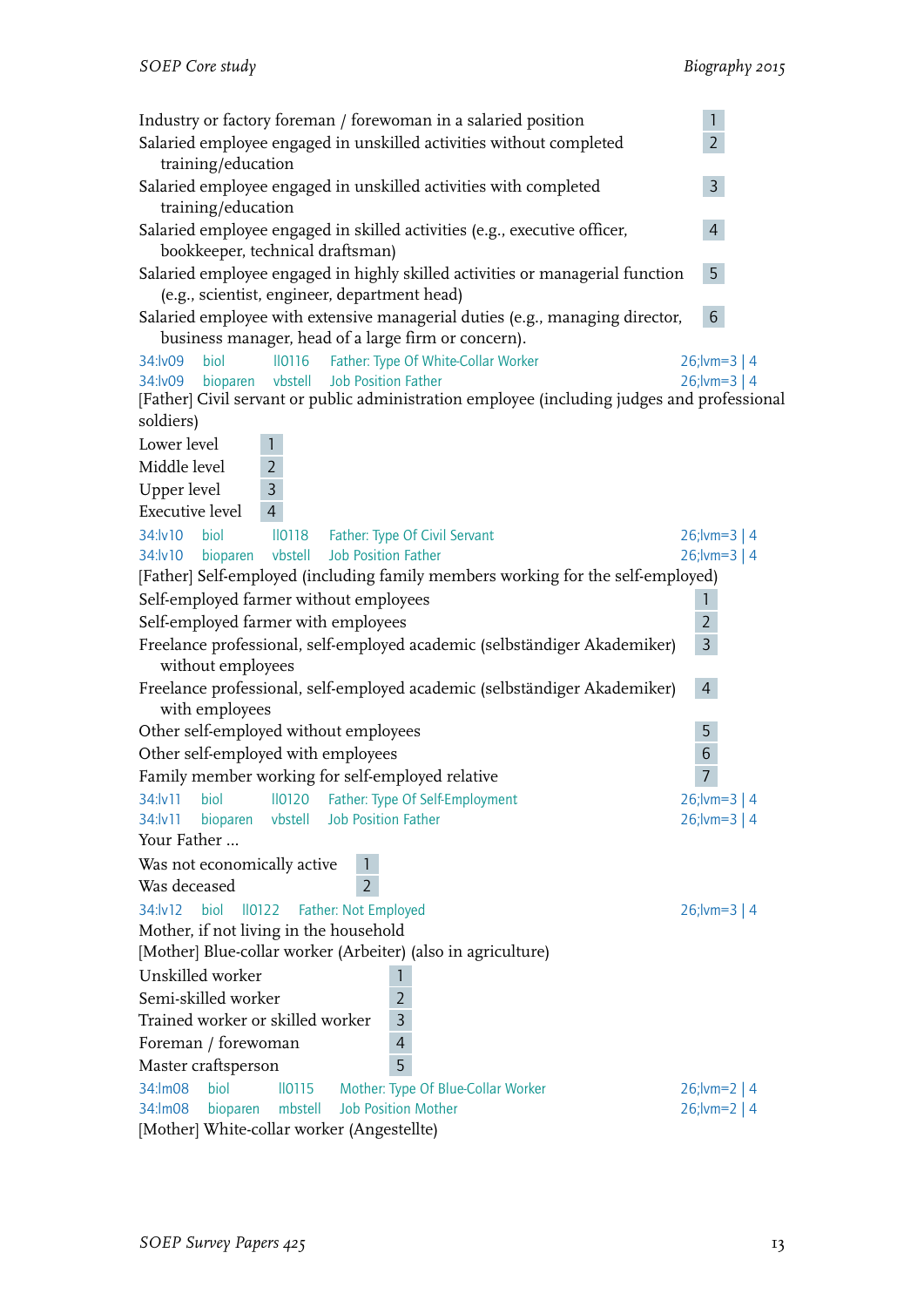Industry or factory foreman / forewoman in a salaried position 1
Salaried employee engaged in unskilled activities without completed training/education 2
Salaried employee engaged in unskilled activities with completed training/education 3
Salaried employee engaged in skilled activities (e.g., executive officer, bookkeeper, technical draftsman) 4
Salaried employee engaged in highly skilled activities or managerial function (e.g., scientist, engineer, department head) 5
Salaried employee with extensive managerial duties (e.g., managing director, business manager, head of a large firm or concern). 6

| | | | | |
|---|---|---|---|---|
| 34:lv09 | biol | ll0116 | Father: Type Of White-Collar Worker | 26;lvm=3 \| 4 |
| 34:lv09 | bioparen | vbstell | Job Position Father | 26;lvm=3 \| 4 |

[Father] Civil servant or public administration employee (including judges and professional soldiers)

Lower level 1
Middle level 2
Upper level 3
Executive level 4

| | | | | |
|---|---|---|---|---|
| 34:lv10 | biol | ll0118 | Father: Type Of Civil Servant | 26;lvm=3 \| 4 |
| 34:lv10 | bioparen | vbstell | Job Position Father | 26;lvm=3 \| 4 |

[Father] Self-employed (including family members working for the self-employed)

Self-employed farmer without employees 1
Self-employed farmer with employees 2
Freelance professional, self-employed academic (selbständiger Akademiker) without employees 3
Freelance professional, self-employed academic (selbständiger Akademiker) with employees 4
Other self-employed without employees 5
Other self-employed with employees 6
Family member working for self-employed relative 7

| | | | | |
|---|---|---|---|---|
| 34:lv11 | biol | ll0120 | Father: Type Of Self-Employment | 26;lvm=3 \| 4 |
| 34:lv11 | bioparen | vbstell | Job Position Father | 26;lvm=3 \| 4 |

Your Father ...

Was not economically active 1
Was deceased 2

| | | | | |
|---|---|---|---|---|
| 34:lv12 | biol | ll0122 | Father: Not Employed | 26;lvm=3 \| 4 |

Mother, if not living in the household

[Mother] Blue-collar worker (Arbeiter) (also in agriculture)

Unskilled worker 1
Semi-skilled worker 2
Trained worker or skilled worker 3
Foreman / forewoman 4
Master craftsperson 5

| | | | | |
|---|---|---|---|---|
| 34:lm08 | biol | ll0115 | Mother: Type Of Blue-Collar Worker | 26;lvm=2 \| 4 |
| 34:lm08 | bioparen | mbstell | Job Position Mother | 26;lvm=2 \| 4 |

[Mother] White-collar worker (Angestellte)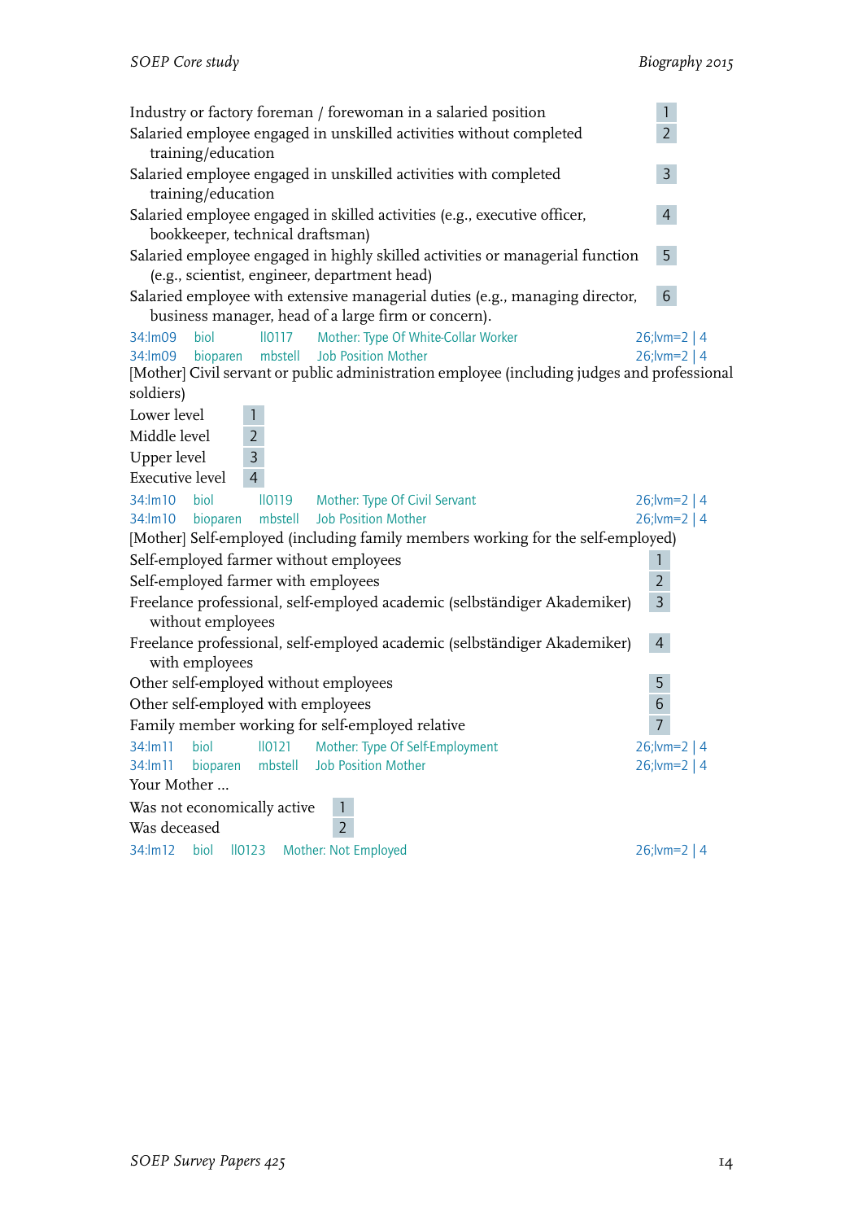Industry or factory foreman / forewoman in a salaried position 1
Salaried employee engaged in unskilled activities without completed training/education 2
Salaried employee engaged in unskilled activities with completed training/education 3
Salaried employee engaged in skilled activities (e.g., executive officer, bookkeeper, technical draftsman) 4
Salaried employee engaged in highly skilled activities or managerial function (e.g., scientist, engineer, department head) 5
Salaried employee with extensive managerial duties (e.g., managing director, business manager, head of a large firm or concern). 6

34:lm09 biol ll0117 Mother: Type Of White-Collar Worker 26;lvm=2 | 4
34:lm09 bioparen mbstell Job Position Mother 26;lvm=2 | 4

[Mother] Civil servant or public administration employee (including judges and professional soldiers)

Lower level 1
Middle level 2
Upper level 3
Executive level 4

34:lm10 biol ll0119 Mother: Type Of Civil Servant 26;lvm=2 | 4
34:lm10 bioparen mbstell Job Position Mother 26;lvm=2 | 4

[Mother] Self-employed (including family members working for the self-employed)

Self-employed farmer without employees 1
Self-employed farmer with employees 2
Freelance professional, self-employed academic (selbständiger Akademiker) without employees 3
Freelance professional, self-employed academic (selbständiger Akademiker) with employees 4
Other self-employed without employees 5
Other self-employed with employees 6
Family member working for self-employed relative 7

34:lm11 biol ll0121 Mother: Type Of Self-Employment 26;lvm=2 | 4
34:lm11 bioparen mbstell Job Position Mother 26;lvm=2 | 4

Your Mother ...

Was not economically active 1
Was deceased 2

34:lm12 biol ll0123 Mother: Not Employed 26;lvm=2 | 4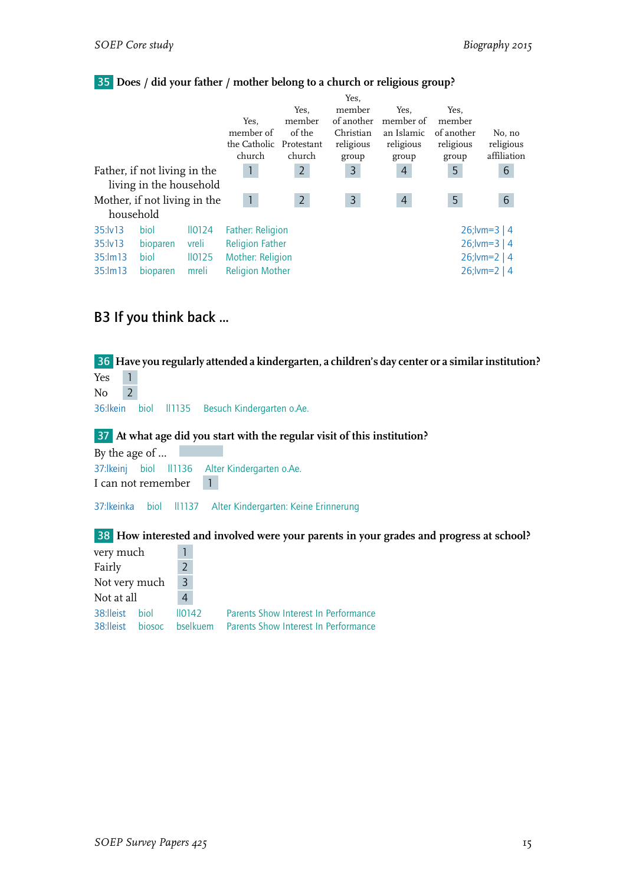**35** **Does / did your father / mother belong to a church or religious group?**

| | Yes, member of the Catholic church | Yes, member of the Protestant church | Yes, member of another Christian religious group | Yes, member of an Islamic religious group | Yes, member of another religious group | No, no religious affiliation |
|---|---|---|---|---|---|---|
| Father, if not living in the living in the household | 1 | 2 | 3 | 4 | 5 | 6 |
| Mother, if not living in the household | 1 | 2 | 3 | 4 | 5 | 6 |

| | | | | |
|---|---|---|---|---|
| 35:lv13 | biol | ll0124 | Father: Religion | 26;lvm=3 \| 4 |
| 35:lv13 | bioparen | vreli | Religion Father | 26;lvm=3 \| 4 |
| 35:lm13 | biol | ll0125 | Mother: Religion | 26;lvm=2 \| 4 |
| 35:lm13 | bioparen | mreli | Religion Mother | 26;lvm=2 \| 4 |

## B3 If you think back ...

**36** **Have you regularly attended a kindergarten, a children's day center or a similar institution?**

Yes 1
No 2

36:lkein biol ll1135 Besuch Kindergarten o.Ae.

**37** **At what age did you start with the regular visit of this institution?**

By the age of ...

37:lkeinj biol ll1136 Alter Kindergarten o.Ae.

I can not remember 1

37:lkeinka biol ll1137 Alter Kindergarten: Keine Erinnerung

**38** **How interested and involved were your parents in your grades and progress at school?**

very much 1
Fairly 2
Not very much 3
Not at all 4

38:lleist biol ll0142 Parents Show Interest In Performance
38:lleist biosoc bselkuem Parents Show Interest In Performance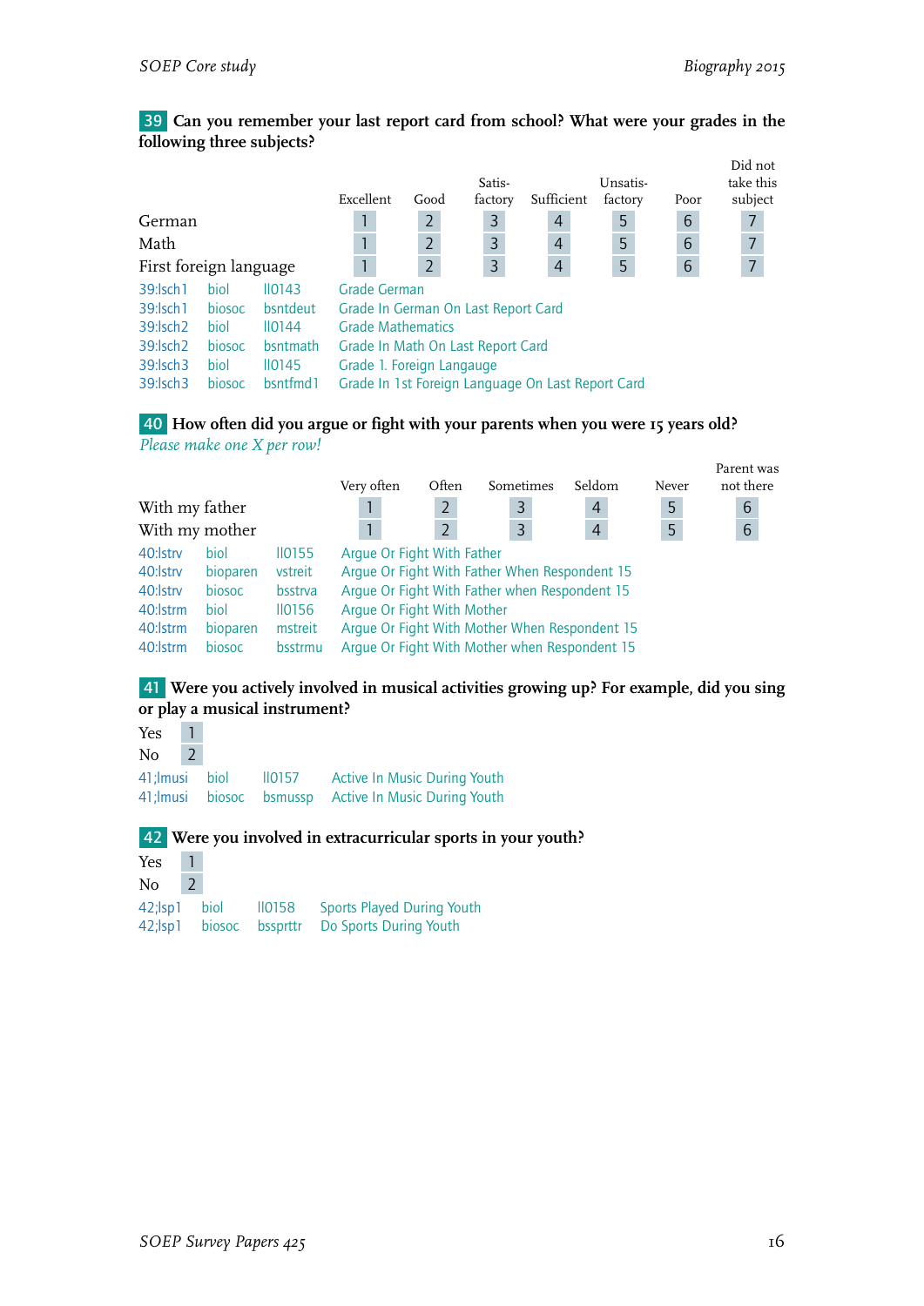**39** **Can you remember your last report card from school? What were your grades in the following three subjects?**

| | Excellent | Good | Satis-factory | Sufficient | Unsatis-factory | Poor | Did not take this subject |
|---|---|---|---|---|---|---|---|
| German | 1 | 2 | 3 | 4 | 5 | 6 | 7 |
| Math | 1 | 2 | 3 | 4 | 5 | 6 | 7 |
| First foreign language | 1 | 2 | 3 | 4 | 5 | 6 | 7 |

| | | | |
|---|---|---|---|
| 39:lsch1 | biol | ll0143 | Grade German |
| 39:lsch1 | biosoc | bsntdeut | Grade In German On Last Report Card |
| 39:lsch2 | biol | ll0144 | Grade Mathematics |
| 39:lsch2 | biosoc | bsntmath | Grade In Math On Last Report Card |
| 39:lsch3 | biol | ll0145 | Grade 1. Foreign Langauge |
| 39:lsch3 | biosoc | bsntfmd1 | Grade In 1st Foreign Language On Last Report Card |

**40** **How often did you argue or fight with your parents when you were 15 years old?**
*Please make one X per row!*

| | Very often | Often | Sometimes | Seldom | Never | Parent was not there |
|---|---|---|---|---|---|---|
| With my father | 1 | 2 | 3 | 4 | 5 | 6 |
| With my mother | 1 | 2 | 3 | 4 | 5 | 6 |

| | | | |
|---|---|---|---|
| 40:lstrv | biol | ll0155 | Argue Or Fight With Father |
| 40:lstrv | bioparen | vstreit | Argue Or Fight With Father When Respondent 15 |
| 40:lstrv | biosoc | bsstrva | Argue Or Fight With Father when Respondent 15 |
| 40:lstrm | biol | ll0156 | Argue Or Fight With Mother |
| 40:lstrm | bioparen | mstreit | Argue Or Fight With Mother When Respondent 15 |
| 40:lstrm | biosoc | bsstrmu | Argue Or Fight With Mother when Respondent 15 |

**41** **Were you actively involved in musical activities growing up? For example, did you sing or play a musical instrument?**

| | |
|---|---|
| Yes | 1 |
| No | 2 |

| | | | |
|---|---|---|---|
| 41;lmusi | biol | ll0157 | Active In Music During Youth |
| 41;lmusi | biosoc | bsmussp | Active In Music During Youth |

**42** **Were you involved in extracurricular sports in your youth?**

| | |
|---|---|
| Yes | 1 |
| No | 2 |

| | | | |
|---|---|---|---|
| 42;lsp1 | biol | ll0158 | Sports Played During Youth |
| 42;lsp1 | biosoc | bssprttr | Do Sports During Youth |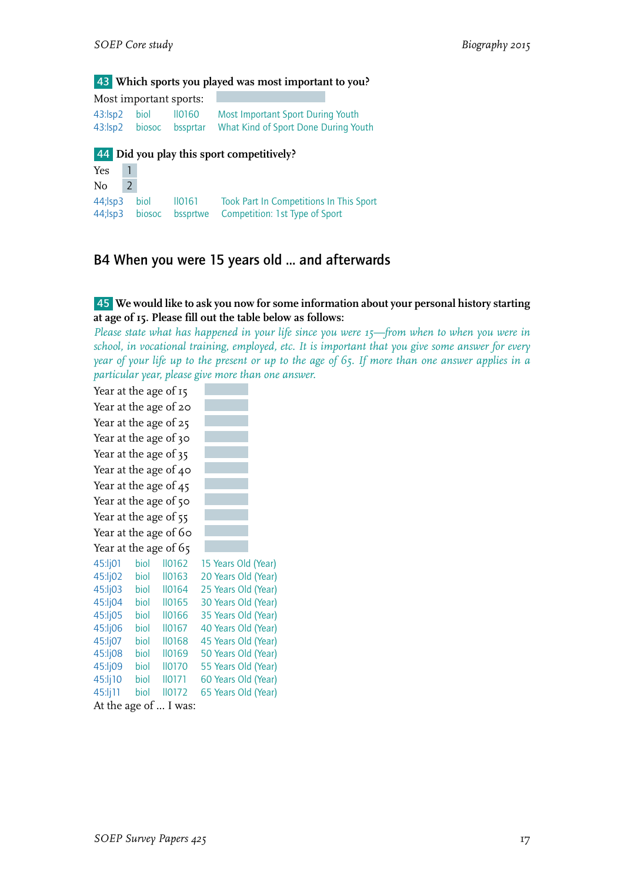**43** **Which sports you played was most important to you?**

Most important sports:

| | | | |
|---|---|---|---|
| 43:lsp2 | biol | ll0160 | Most Important Sport During Youth |
| 43:lsp2 | biosoc | bssprtar | What Kind of Sport Done During Youth |

**44** **Did you play this sport competitively?**

Yes 1
No 2

| | | | |
|---|---|---|---|
| 44;lsp3 | biol | ll0161 | Took Part In Competitions In This Sport |
| 44;lsp3 | biosoc | bssprtwe | Competition: 1st Type of Sport |

## B4 When you were 15 years old ... and afterwards

**45** **We would like to ask you now for some information about your personal history starting at age of 15. Please fill out the table below as follows:**

*Please state what has happened in your life since you were 15—from when to when you were in school, in vocational training, employed, etc. It is important that you give some answer for every year of your life up to the present or up to the age of 65. If more than one answer applies in a particular year, please give more than one answer.*

Year at the age of 15
Year at the age of 20
Year at the age of 25
Year at the age of 30
Year at the age of 35
Year at the age of 40
Year at the age of 45
Year at the age of 50
Year at the age of 55
Year at the age of 60
Year at the age of 65

| | | | |
|---|---|---|---|
| 45:lj01 | biol | ll0162 | 15 Years Old (Year) |
| 45:lj02 | biol | ll0163 | 20 Years Old (Year) |
| 45:lj03 | biol | ll0164 | 25 Years Old (Year) |
| 45:lj04 | biol | ll0165 | 30 Years Old (Year) |
| 45:lj05 | biol | ll0166 | 35 Years Old (Year) |
| 45:lj06 | biol | ll0167 | 40 Years Old (Year) |
| 45:lj07 | biol | ll0168 | 45 Years Old (Year) |
| 45:lj08 | biol | ll0169 | 50 Years Old (Year) |
| 45:lj09 | biol | ll0170 | 55 Years Old (Year) |
| 45:lj10 | biol | ll0171 | 60 Years Old (Year) |
| 45:lj11 | biol | ll0172 | 65 Years Old (Year) |

At the age of ... I was: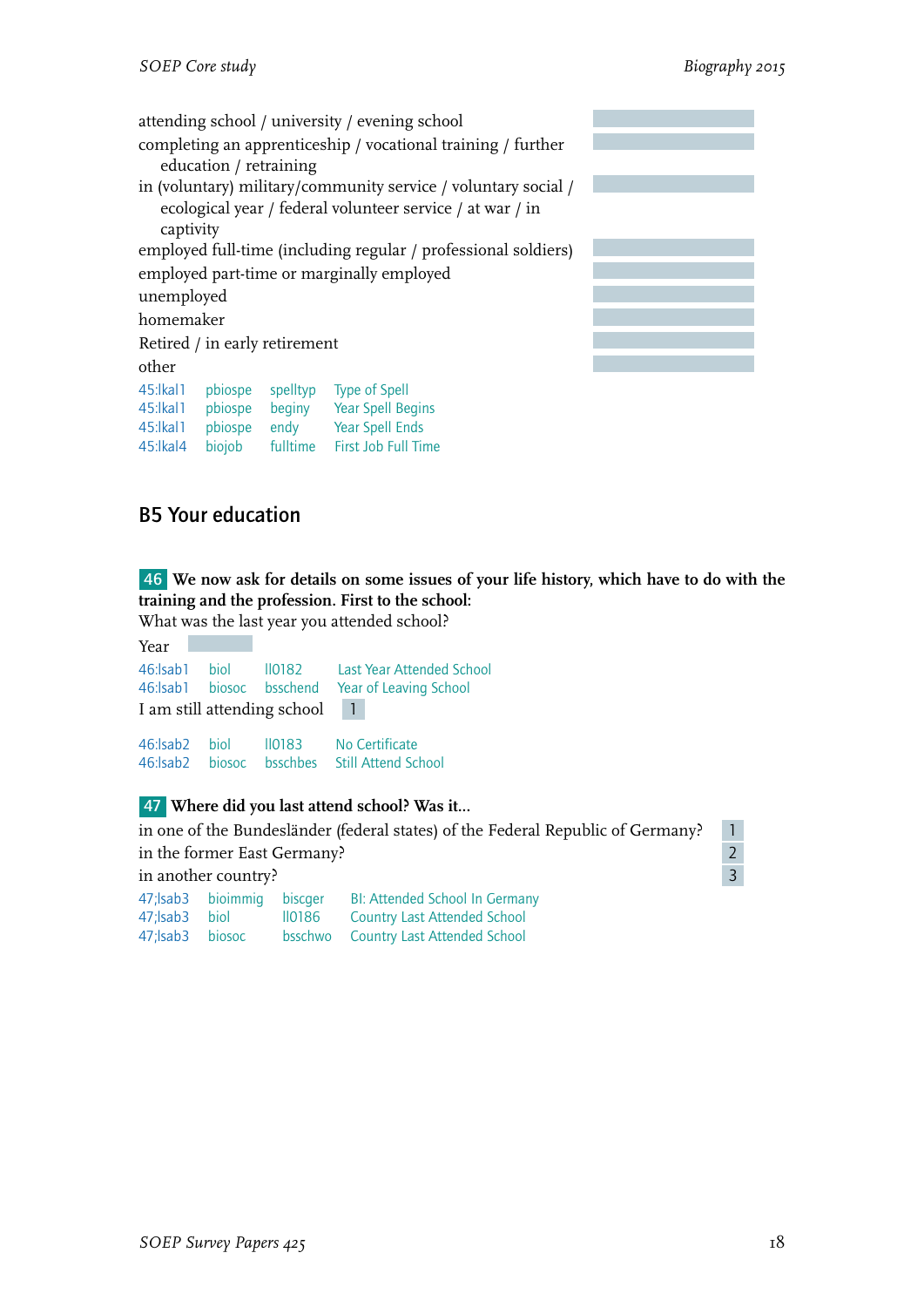attending school / university / evening school

completing an apprenticeship / vocational training / further education / retraining

in (voluntary) military/community service / voluntary social / ecological year / federal volunteer service / at war / in captivity

employed full-time (including regular / professional soldiers)

employed part-time or marginally employed

unemployed

homemaker

Retired / in early retirement

other

| | | | |
|---|---|---|---|
| 45:lkal1 | pbiospe | spelltyp | Type of Spell |
| 45:lkal1 | pbiospe | beginy | Year Spell Begins |
| 45:lkal1 | pbiospe | endy | Year Spell Ends |
| 45:lkal4 | biojob | fulltime | First Job Full Time |

## B5 Your education

**46 We now ask for details on some issues of your life history, which have to do with the training and the profession. First to the school:**

What was the last year you attended school?

Year

| | | | |
|---|---|---|---|
| 46:lsab1 | biol | ll0182 | Last Year Attended School |
| 46:lsab1 | biosoc | bsschend | Year of Leaving School |

I am still attending school 1

| | | | |
|---|---|---|---|
| 46:lsab2 | biol | ll0183 | No Certificate |
| 46:lsab2 | biosoc | bsschbes | Still Attend School |

**47 Where did you last attend school? Was it...**

in one of the Bundesländer (federal states) of the Federal Republic of Germany? 1

in the former East Germany? 2

in another country? 3

| | | | |
|---|---|---|---|
| 47;lsab3 | bioimmig | biscger | BI: Attended School In Germany |
| 47;lsab3 | biol | ll0186 | Country Last Attended School |
| 47;lsab3 | biosoc | bsschwo | Country Last Attended School |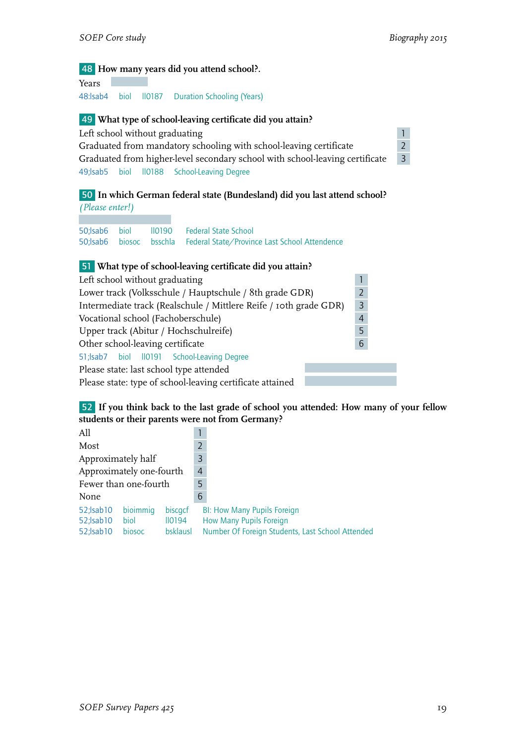**48** **How many years did you attend school?.**

Years

48:lsab4 biol ll0187 Duration Schooling (Years)

**49** **What type of school-leaving certificate did you attain?**

| | |
|---|---|
| Left school without graduating | 1 |
| Graduated from mandatory schooling with school-leaving certificate | 2 |
| Graduated from higher-level secondary school with school-leaving certificate | 3 |

49;lsab5 biol ll0188 School-Leaving Degree

**50** **In which German federal state (Bundesland) did you last attend school?**

*(Please enter!)*

50;lsab6 biol ll0190 Federal State School
50;lsab6 biosoc bsschla Federal State/Province Last School Attendence

**51** **What type of school-leaving certificate did you attain?**

| | |
|---|---|
| Left school without graduating | 1 |
| Lower track (Volksschule / Hauptschule / 8th grade GDR) | 2 |
| Intermediate track (Realschule / Mittlere Reife / 10th grade GDR) | 3 |
| Vocational school (Fachoberschule) | 4 |
| Upper track (Abitur / Hochschulreife) | 5 |
| Other school-leaving certificate | 6 |

51;lsab7 biol ll0191 School-Leaving Degree

Please state: last school type attended

Please state: type of school-leaving certificate attained

**52** **If you think back to the last grade of school you attended: How many of your fellow students or their parents were not from Germany?**

| | |
|---|---|
| All | 1 |
| Most | 2 |
| Approximately half | 3 |
| Approximately one-fourth | 4 |
| Fewer than one-fourth | 5 |
| None | 6 |

52;lsab10 bioimmig biscgcf BI: How Many Pupils Foreign
52;lsab10 biol ll0194 How Many Pupils Foreign
52;lsab10 biosoc bsklausl Number Of Foreign Students, Last School Attended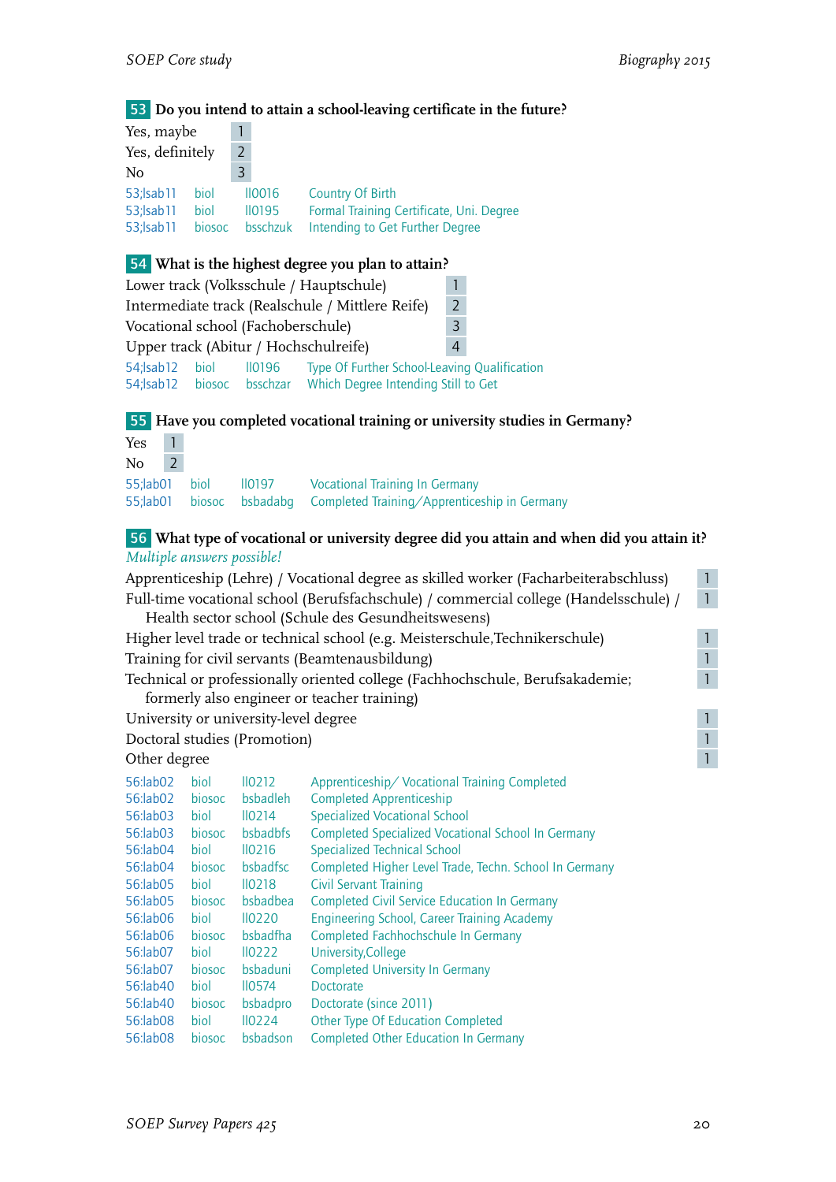**53** **Do you intend to attain a school-leaving certificate in the future?**

| | |
|---|---|
| Yes, maybe | 1 |
| Yes, definitely | 2 |
| No | 3 |

| | | | |
|---|---|---|---|
| 53;lsab11 | biol | ll0016 | Country Of Birth |
| 53;lsab11 | biol | ll0195 | Formal Training Certificate, Uni. Degree |
| 53;lsab11 | biosoc | bsschzuk | Intending to Get Further Degree |

**54** **What is the highest degree you plan to attain?**

| | |
|---|---|
| Lower track (Volksschule / Hauptschule) | 1 |
| Intermediate track (Realschule / Mittlere Reife) | 2 |
| Vocational school (Fachoberschule) | 3 |
| Upper track (Abitur / Hochschulreife) | 4 |

| | | | |
|---|---|---|---|
| 54;lsab12 | biol | ll0196 | Type Of Further School-Leaving Qualification |
| 54;lsab12 | biosoc | bsschzar | Which Degree Intending Still to Get |

**55** **Have you completed vocational training or university studies in Germany?**

| | |
|---|---|
| Yes | 1 |
| No | 2 |

| | | | |
|---|---|---|---|
| 55;lab01 | biol | ll0197 | Vocational Training In Germany |
| 55;lab01 | biosoc | bsbadabg | Completed Training/Apprenticeship in Germany |

**56** **What type of vocational or university degree did you attain and when did you attain it?**

*Multiple answers possible!*

| | |
|---|---|
| Apprenticeship (Lehre) / Vocational degree as skilled worker (Facharbeiterabschluss) | 1 |
| Full-time vocational school (Berufsfachschule) / commercial college (Handelsschule) / Health sector school (Schule des Gesundheitswesens) | 1 |
| Higher level trade or technical school (e.g. Meisterschule,Technikerschule) | 1 |
| Training for civil servants (Beamtenausbildung) | 1 |
| Technical or professionally oriented college (Fachhochschule, Berufsakademie; formerly also engineer or teacher training) | 1 |
| University or university-level degree | 1 |
| Doctoral studies (Promotion) | 1 |
| Other degree | 1 |

| | | | |
|---|---|---|---|
| 56:lab02 | biol | ll0212 | Apprenticeship/ Vocational Training Completed |
| 56:lab02 | biosoc | bsbadleh | Completed Apprenticeship |
| 56:lab03 | biol | ll0214 | Specialized Vocational School |
| 56:lab03 | biosoc | bsbadbfs | Completed Specialized Vocational School In Germany |
| 56:lab04 | biol | ll0216 | Specialized Technical School |
| 56:lab04 | biosoc | bsbadfsc | Completed Higher Level Trade, Techn. School In Germany |
| 56:lab05 | biol | ll0218 | Civil Servant Training |
| 56:lab05 | biosoc | bsbadbea | Completed Civil Service Education In Germany |
| 56:lab06 | biol | ll0220 | Engineering School, Career Training Academy |
| 56:lab06 | biosoc | bsbadfha | Completed Fachhochschule In Germany |
| 56:lab07 | biol | ll0222 | University,College |
| 56:lab07 | biosoc | bsbaduni | Completed University In Germany |
| 56:lab40 | biol | ll0574 | Doctorate |
| 56:lab40 | biosoc | bsbadpro | Doctorate (since 2011) |
| 56:lab08 | biol | ll0224 | Other Type Of Education Completed |
| 56:lab08 | biosoc | bsbadson | Completed Other Education In Germany |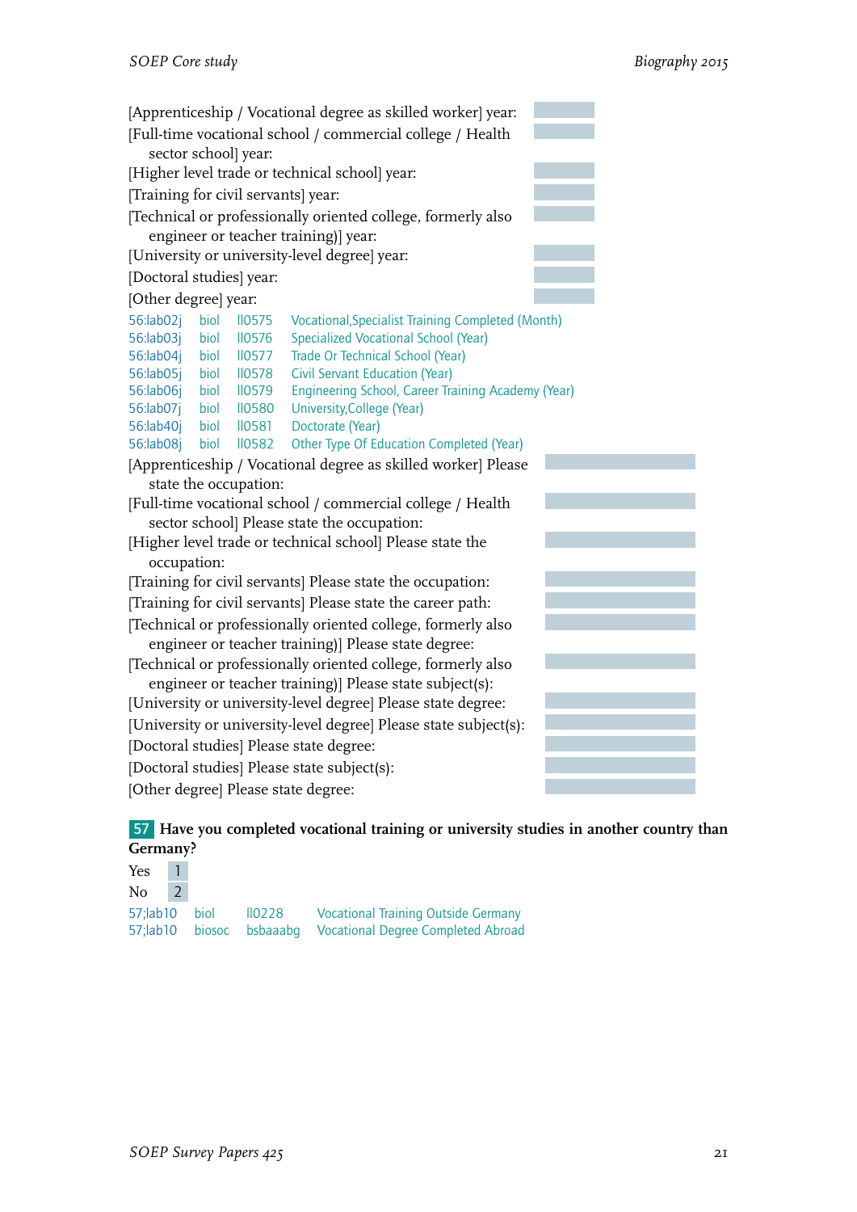[Apprenticeship / Vocational degree as skilled worker] year:

[Full-time vocational school / commercial college / Health sector school] year:

[Higher level trade or technical school] year:

[Training for civil servants] year:

[Technical or professionally oriented college, formerly also engineer or teacher training)] year:

[University or university-level degree] year:

[Doctoral studies] year:

[Other degree] year:

| | | | |
|---|---|---|---|
| 56:lab02j | biol | ll0575 | Vocational,Specialist Training Completed (Month) |
| 56:lab03j | biol | ll0576 | Specialized Vocational School (Year) |
| 56:lab04j | biol | ll0577 | Trade Or Technical School (Year) |
| 56:lab05j | biol | ll0578 | Civil Servant Education (Year) |
| 56:lab06j | biol | ll0579 | Engineering School, Career Training Academy (Year) |
| 56:lab07j | biol | ll0580 | University,College (Year) |
| 56:lab40j | biol | ll0581 | Doctorate (Year) |
| 56:lab08j | biol | ll0582 | Other Type Of Education Completed (Year) |

[Apprenticeship / Vocational degree as skilled worker] Please state the occupation:

[Full-time vocational school / commercial college / Health sector school] Please state the occupation:

[Higher level trade or technical school] Please state the occupation:

[Training for civil servants] Please state the occupation:

[Training for civil servants] Please state the career path:

[Technical or professionally oriented college, formerly also engineer or teacher training)] Please state degree:

[Technical or professionally oriented college, formerly also engineer or teacher training)] Please state subject(s):

[University or university-level degree] Please state degree:

[University or university-level degree] Please state subject(s):

[Doctoral studies] Please state degree:

[Doctoral studies] Please state subject(s):

[Other degree] Please state degree:

**57 Have you completed vocational training or university studies in another country than Germany?**

| | |
|---|---|
| Yes | 1 |
| No | 2 |

| | | | |
|---|---|---|---|
| 57;lab10 | biol | ll0228 | Vocational Training Outside Germany |
| 57;lab10 | biosoc | bsbaaabg | Vocational Degree Completed Abroad |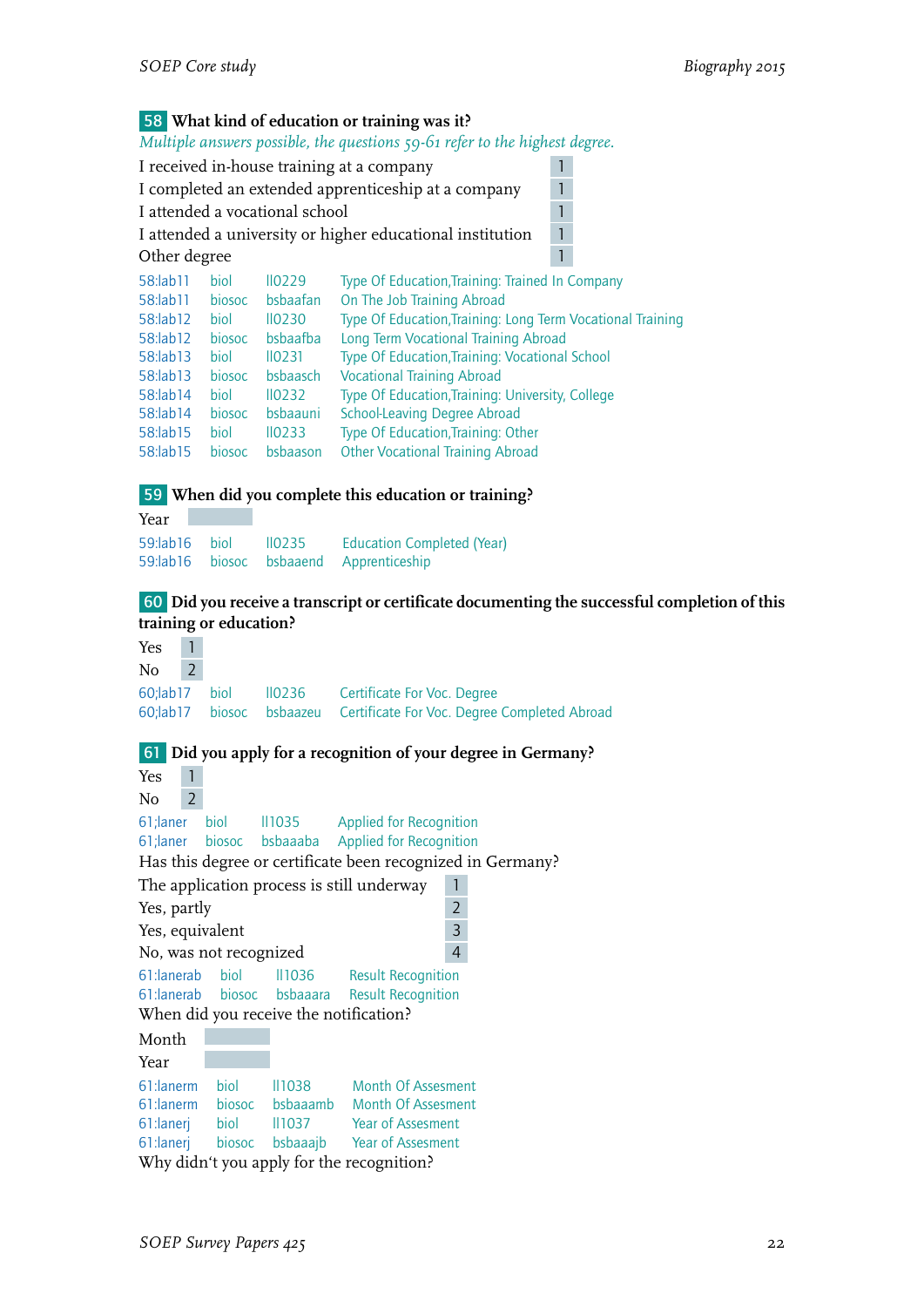**58 What kind of education or training was it?**

*Multiple answers possible, the questions 59-61 refer to the highest degree.*

| | |
|---|---|
| I received in-house training at a company | 1 |
| I completed an extended apprenticeship at a company | 1 |
| I attended a vocational school | 1 |
| I attended a university or higher educational institution | 1 |
| Other degree | 1 |

| | | | |
|---|---|---|---|
| 58:lab11 | biol | ll0229 | Type Of Education,Training: Trained In Company |
| 58:lab11 | biosoc | bsbaafan | On The Job Training Abroad |
| 58:lab12 | biol | ll0230 | Type Of Education,Training: Long Term Vocational Training |
| 58:lab12 | biosoc | bsbaafba | Long Term Vocational Training Abroad |
| 58:lab13 | biol | ll0231 | Type Of Education,Training: Vocational School |
| 58:lab13 | biosoc | bsbaasch | Vocational Training Abroad |
| 58:lab14 | biol | ll0232 | Type Of Education,Training: University, College |
| 58:lab14 | biosoc | bsbaauni | School-Leaving Degree Abroad |
| 58:lab15 | biol | ll0233 | Type Of Education,Training: Other |
| 58:lab15 | biosoc | bsbaason | Other Vocational Training Abroad |

**59 When did you complete this education or training?**

Year ____

| | | | |
|---|---|---|---|
| 59:lab16 | biol | ll0235 | Education Completed (Year) |
| 59:lab16 | biosoc | bsbaaend | Apprenticeship |

**60 Did you receive a transcript or certificate documenting the successful completion of this training or education?**

| | |
|---|---|
| Yes | 1 |
| No | 2 |

| | | | |
|---|---|---|---|
| 60;lab17 | biol | ll0236 | Certificate For Voc. Degree |
| 60;lab17 | biosoc | bsbaazeu | Certificate For Voc. Degree Completed Abroad |

**61 Did you apply for a recognition of your degree in Germany?**

| | |
|---|---|
| Yes | 1 |
| No | 2 |

| | | | |
|---|---|---|---|
| 61;laner | biol | ll1035 | Applied for Recognition |
| 61;laner | biosoc | bsbaaaba | Applied for Recognition |

Has this degree or certificate been recognized in Germany?

| | |
|---|---|
| The application process is still underway | 1 |
| Yes, partly | 2 |
| Yes, equivalent | 3 |
| No, was not recognized | 4 |

| | | | |
|---|---|---|---|
| 61:lanerab | biol | ll1036 | Result Recognition |
| 61:lanerab | biosoc | bsbaaara | Result Recognition |

When did you receive the notification?

Month ____

Year ____

| | | | |
|---|---|---|---|
| 61:lanerm | biol | ll1038 | Month Of Assesment |
| 61:lanerm | biosoc | bsbaaamb | Month Of Assesment |
| 61:lanerj | biol | ll1037 | Year of Assesment |
| 61:lanerj | biosoc | bsbaaajb | Year of Assesment |

Why didn't you apply for the recognition?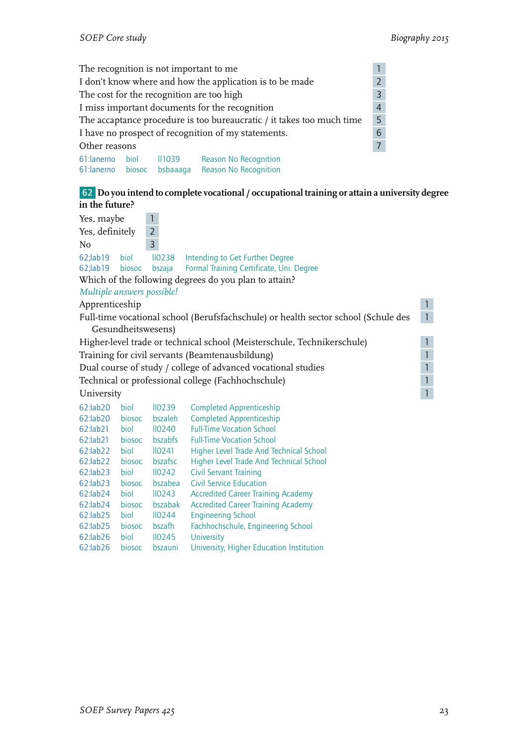| | |
|---|---|
| The recognition is not important to me | 1 |
| I don't know where and how the application is to be made | 2 |
| The cost for the recognition are too high | 3 |
| I miss important documents for the recognition | 4 |
| The accaptance procedure is too bureaucratic / it takes too much time | 5 |
| I have no prospect of recognition of my statements. | 6 |
| Other reasons | 7 |

61:lanerno biol ll1039 Reason No Recognition
61:lanerno biosoc bsbaaaga Reason No Recognition

**62** **Do you intend to complete vocational / occupational training or attain a university degree in the future?**

| | |
|---|---|
| Yes, maybe | 1 |
| Yes, definitely | 2 |
| No | 3 |

62;lab19 biol ll0238 Intending to Get Further Degree
62;lab19 biosoc bszaja Formal Training Certificate, Uni. Degree

Which of the following degrees do you plan to attain?

*Multiple answers possible!*

| | |
|---|---|
| Apprenticeship | 1 |
| Full-time vocational school (Berufsfachschule) or health sector school (Schule des Gesundheitswesens) | 1 |
| Higher-level trade or technical school (Meisterschule, Technikerschule) | 1 |
| Training for civil servants (Beamtenausbildung) | 1 |
| Dual course of study / college of advanced vocational studies | 1 |
| Technical or professional college (Fachhochschule) | 1 |
| University | 1 |

62:lab20 biol ll0239 Completed Apprenticeship
62:lab20 biosoc bszaleh Completed Apprenticeship
62:lab21 biol ll0240 Full-Time Vocation School
62:lab21 biosoc bszabfs Full-Time Vocation School
62:lab22 biol ll0241 Higher Level Trade And Technical School
62:lab22 biosoc bszafsc Higher Level Trade And Technical School
62:lab23 biol ll0242 Civil Servant Training
62:lab23 biosoc bszabea Civil Service Education
62:lab24 biol ll0243 Accredited Career Training Academy
62:lab24 biosoc bszabak Accredited Career Training Academy
62:lab25 biol ll0244 Engineering School
62:lab25 biosoc bszafh Fachhochschule, Engineering School
62:lab26 biol ll0245 University
62:lab26 biosoc bszauni University, Higher Education Institution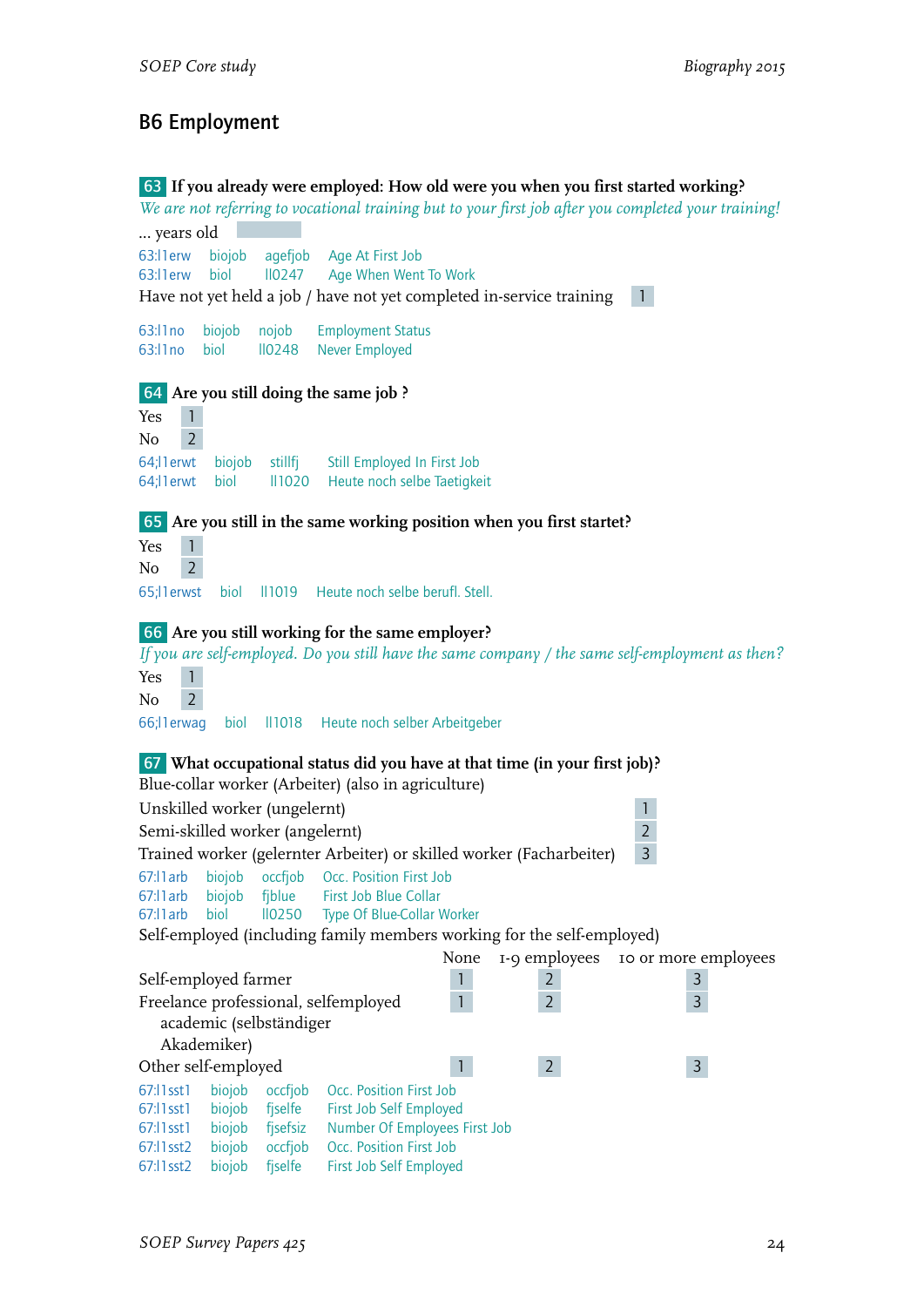## B6 Employment

**63** **If you already were employed: How old were you when you first started working?**

*We are not referring to vocational training but to your first job after you completed your training!*

... years old

63:l1erw biojob agefjob Age At First Job
63:l1erw biol ll0247 Age When Went To Work

Have not yet held a job / have not yet completed in-service training 1

63:l1no biojob nojob Employment Status
63:l1no biol ll0248 Never Employed

**64** **Are you still doing the same job ?**

Yes 1
No 2

64;l1erwt biojob stillfj Still Employed In First Job
64;l1erwt biol ll1020 Heute noch selbe Taetigkeit

**65** **Are you still in the same working position when you first startet?**

Yes 1
No 2

65;l1erwst biol ll1019 Heute noch selbe berufl. Stell.

**66** **Are you still working for the same employer?**

*If you are self-employed. Do you still have the same company / the same self-employment as then?*

Yes 1
No 2

66;l1erwag biol ll1018 Heute noch selber Arbeitgeber

**67** **What occupational status did you have at that time (in your first job)?**

Blue-collar worker (Arbeiter) (also in agriculture)

| | |
|---|---|
| Unskilled worker (ungelernt) | 1 |
| Semi-skilled worker (angelernt) | 2 |
| Trained worker (gelernter Arbeiter) or skilled worker (Facharbeiter) | 3 |

67:l1arb biojob occfjob Occ. Position First Job
67:l1arb biojob fjblue First Job Blue Collar
67:l1arb biol ll0250 Type Of Blue-Collar Worker

Self-employed (including family members working for the self-employed)

| | None | 1-9 employees | 10 or more employees |
|---|---|---|---|
| Self-employed farmer | 1 | 2 | 3 |
| Freelance professional, selfemployed academic (selbständiger Akademiker) | 1 | 2 | 3 |
| Other self-employed | 1 | 2 | 3 |

67:l1sst1 biojob occfjob Occ. Position First Job
67:l1sst1 biojob fjselfe First Job Self Employed
67:l1sst1 biojob fjsefsiz Number Of Employees First Job
67:l1sst2 biojob occfjob Occ. Position First Job
67:l1sst2 biojob fjselfe First Job Self Employed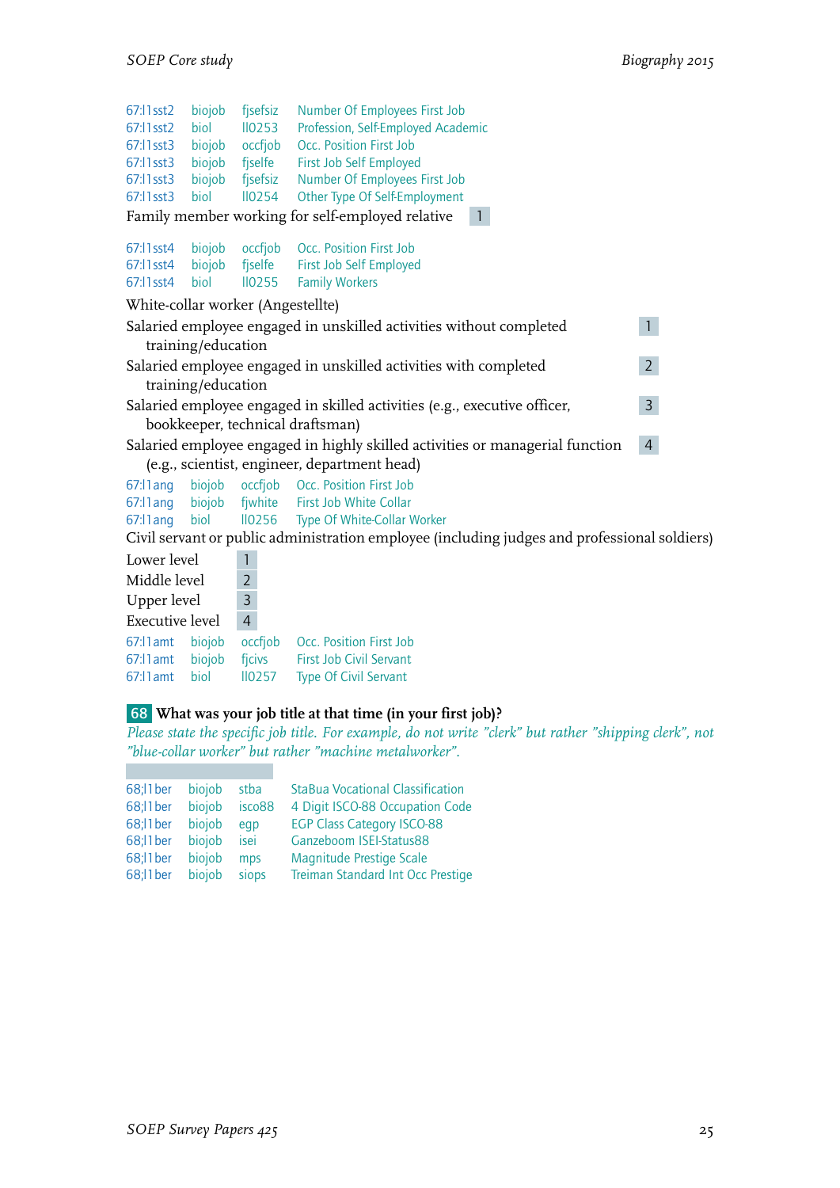| | | | |
|---|---|---|---|
| 67:l1sst2 | biojob | fjsefsiz | Number Of Employees First Job |
| 67:l1sst2 | biol | ll0253 | Profession, Self-Employed Academic |
| 67:l1sst3 | biojob | occfjob | Occ. Position First Job |
| 67:l1sst3 | biojob | fjselfe | First Job Self Employed |
| 67:l1sst3 | biojob | fjsefsiz | Number Of Employees First Job |
| 67:l1sst3 | biol | ll0254 | Other Type Of Self-Employment |

Family member working for self-employed relative 1

| | | | |
|---|---|---|---|
| 67:l1sst4 | biojob | occfjob | Occ. Position First Job |
| 67:l1sst4 | biojob | fjselfe | First Job Self Employed |
| 67:l1sst4 | biol | ll0255 | Family Workers |

White-collar worker (Angestellte)

Salaried employee engaged in unskilled activities without completed training/education 1

Salaried employee engaged in unskilled activities with completed training/education 2

Salaried employee engaged in skilled activities (e.g., executive officer, bookkeeper, technical draftsman) 3

Salaried employee engaged in highly skilled activities or managerial function (e.g., scientist, engineer, department head) 4

| | | | |
|---|---|---|---|
| 67:l1ang | biojob | occfjob | Occ. Position First Job |
| 67:l1ang | biojob | fjwhite | First Job White Collar |
| 67:l1ang | biol | ll0256 | Type Of White-Collar Worker |

Civil servant or public administration employee (including judges and professional soldiers)

Lower level 1

Middle level 2

Upper level 3

Executive level 4

| | | | |
|---|---|---|---|
| 67:l1amt | biojob | occfjob | Occ. Position First Job |
| 67:l1amt | biojob | fjcivs | First Job Civil Servant |
| 67:l1amt | biol | ll0257 | Type Of Civil Servant |

**68 What was your job title at that time (in your first job)?**

*Please state the specific job title. For example, do not write "clerk" but rather "shipping clerk", not "blue-collar worker" but rather "machine metalworker".*

| | | | |
|---|---|---|---|
| 68;l1ber | biojob | stba | StaBua Vocational Classification |
| 68;l1ber | biojob | isco88 | 4 Digit ISCO-88 Occupation Code |
| 68;l1ber | biojob | egp | EGP Class Category ISCO-88 |
| 68;l1ber | biojob | isei | Ganzeboom ISEI-Status88 |
| 68;l1ber | biojob | mps | Magnitude Prestige Scale |
| 68;l1ber | biojob | siops | Treiman Standard Int Occ Prestige |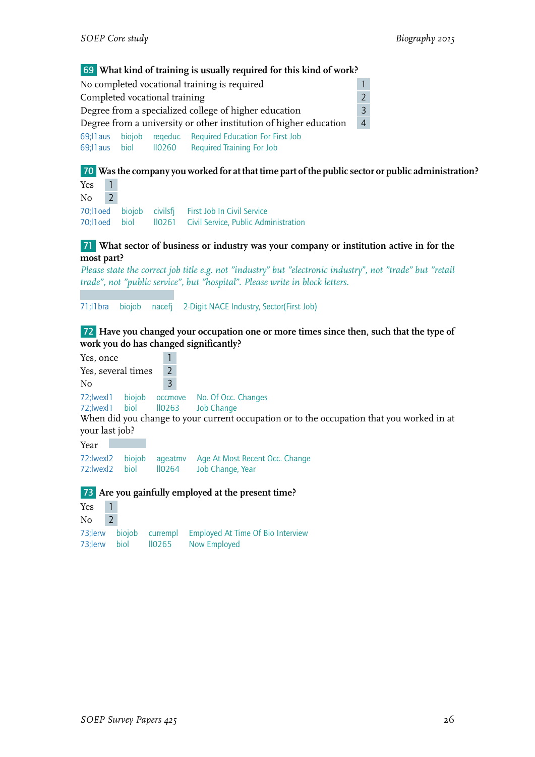**69 What kind of training is usually required for this kind of work?**

| | |
|---|---|
| No completed vocational training is required | 1 |
| Completed vocational training | 2 |
| Degree from a specialized college of higher education | 3 |
| Degree from a university or other institution of higher education | 4 |

| | | | |
|---|---|---|---|
| 69;l1aus | biojob | reqeduc | Required Education For First Job |
| 69;l1aus | biol | ll0260 | Required Training For Job |

**70 Was the company you worked for at that time part of the public sector or public administration?**

| | |
|---|---|
| Yes | 1 |
| No | 2 |

| | | | |
|---|---|---|---|
| 70;l1oed | biojob | civilsfj | First Job In Civil Service |
| 70;l1oed | biol | ll0261 | Civil Service, Public Administration |

**71 What sector of business or industry was your company or institution active in for the most part?**

*Please state the correct job title e.g. not "industry" but "electronic industry", not "trade" but "retail trade", not "public service", but "hospital". Please write in block letters.*

| | | | |
|---|---|---|---|
| 71;l1bra | biojob | nacefj | 2-Digit NACE Industry, Sector(First Job) |

**72 Have you changed your occupation one or more times since then, such that the type of work you do has changed significantly?**

| | |
|---|---|
| Yes, once | 1 |
| Yes, several times | 2 |
| No | 3 |

| | | | |
|---|---|---|---|
| 72;lwexl1 | biojob | occmove | No. Of Occ. Changes |
| 72;lwexl1 | biol | ll0263 | Job Change |

When did you change to your current occupation or to the occupation that you worked in at your last job?

Year

| | | | |
|---|---|---|---|
| 72:lwexl2 | biojob | ageatmv | Age At Most Recent Occ. Change |
| 72:lwexl2 | biol | ll0264 | Job Change, Year |

**73 Are you gainfully employed at the present time?**

| | |
|---|---|
| Yes | 1 |
| No | 2 |

| | | | |
|---|---|---|---|
| 73;lerw | biojob | currempl | Employed At Time Of Bio Interview |
| 73;lerw | biol | ll0265 | Now Employed |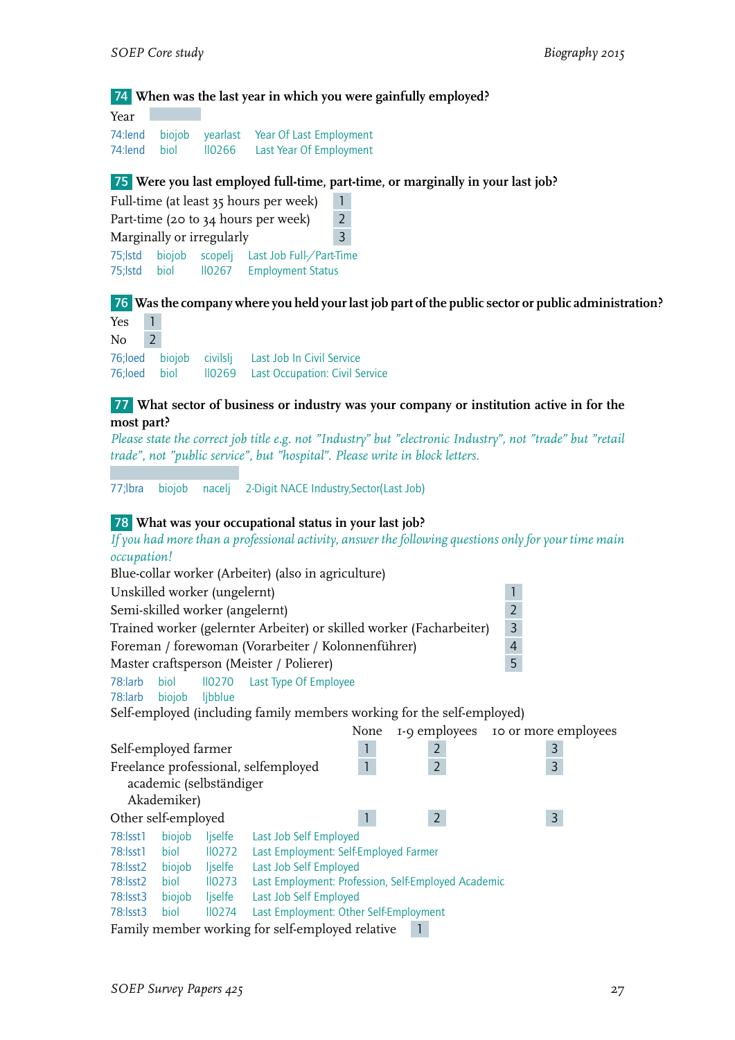**74** **When was the last year in which you were gainfully employed?**

Year

74:lend biojob yearlast Year Of Last Employment
74:lend biol ll0266 Last Year Of Employment

**75** **Were you last employed full-time, part-time, or marginally in your last job?**

| | |
|---|---|
| Full-time (at least 35 hours per week) | 1 |
| Part-time (20 to 34 hours per week) | 2 |
| Marginally or irregularly | 3 |

75;lstd biojob scopelj Last Job Full-/Part-Time
75;lstd biol ll0267 Employment Status

**76** **Was the company where you held your last job part of the public sector or public administration?**

| | |
|---|---|
| Yes | 1 |
| No | 2 |

76;loed biojob civilslj Last Job In Civil Service
76;loed biol ll0269 Last Occupation: Civil Service

**77** **What sector of business or industry was your company or institution active in for the most part?**

*Please state the correct job title e.g. not "Industry" but "electronic Industry", not "trade" but "retail trade", not "public service", but "hospital". Please write in block letters.*

77;lbra biojob nacelj 2-Digit NACE Industry,Sector(Last Job)

**78** **What was your occupational status in your last job?**

*If you had more than a professional activity, answer the following questions only for your time main occupation!*

Blue-collar worker (Arbeiter) (also in agriculture)

| | |
|---|---|
| Unskilled worker (ungelernt) | 1 |
| Semi-skilled worker (angelernt) | 2 |
| Trained worker (gelernter Arbeiter) or skilled worker (Facharbeiter) | 3 |
| Foreman / forewoman (Vorarbeiter / Kolonnenführer) | 4 |
| Master craftsperson (Meister / Polierer) | 5 |

78:larb biol ll0270 Last Type Of Employee
78:larb biojob ljbblue

Self-employed (including family members working for the self-employed)

| | None | 1-9 employees | 10 or more employees |
|---|---|---|---|
| Self-employed farmer | 1 | 2 | 3 |
| Freelance professional, selfemployed academic (selbständiger Akademiker) | 1 | 2 | 3 |
| Other self-employed | 1 | 2 | 3 |

78:lsst1 biojob ljselfe Last Job Self Employed
78:lsst1 biol ll0272 Last Employment: Self-Employed Farmer
78:lsst2 biojob ljselfe Last Job Self Employed
78:lsst2 biol ll0273 Last Employment: Profession, Self-Employed Academic
78:lsst3 biojob ljselfe Last Job Self Employed
78:lsst3 biol ll0274 Last Employment: Other Self-Employment

| | |
|---|---|
| Family member working for self-employed relative | 1 |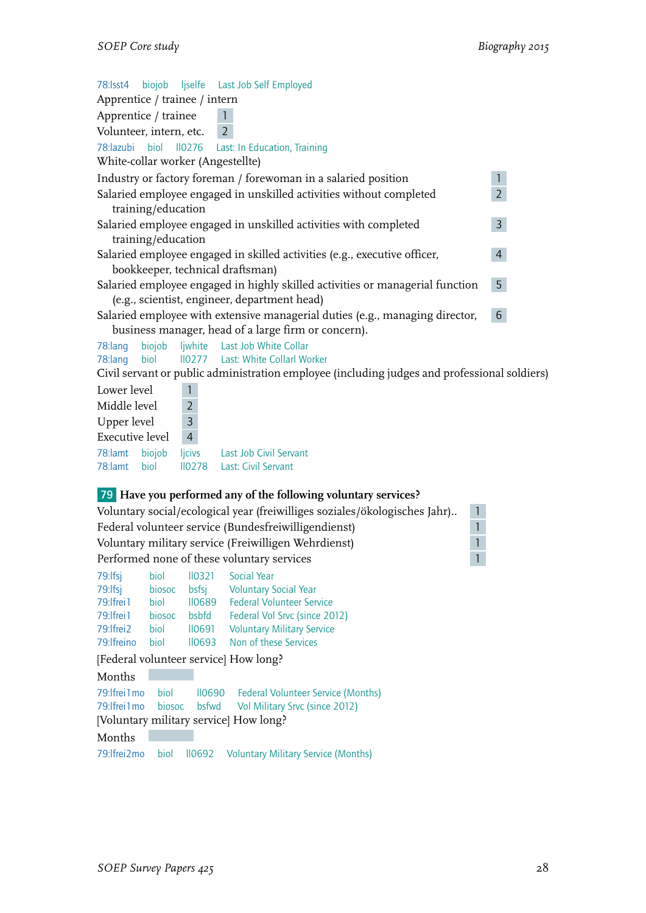78:lsst4 biojob ljselfe Last Job Self Employed

Apprentice / trainee / intern

| | |
|---|---|
| Apprentice / trainee | 1 |
| Volunteer, intern, etc. | 2 |

78:lazubi biol ll0276 Last: In Education, Training

White-collar worker (Angestellte)

| | |
|---|---|
| Industry or factory foreman / forewoman in a salaried position | 1 |
| Salaried employee engaged in unskilled activities without completed training/education | 2 |
| Salaried employee engaged in unskilled activities with completed training/education | 3 |
| Salaried employee engaged in skilled activities (e.g., executive officer, bookkeeper, technical draftsman) | 4 |
| Salaried employee engaged in highly skilled activities or managerial function (e.g., scientist, engineer, department head) | 5 |
| Salaried employee with extensive managerial duties (e.g., managing director, business manager, head of a large firm or concern). | 6 |

78:lang biojob ljwhite Last Job White Collar
78:lang biol ll0277 Last: White Collarl Worker

Civil servant or public administration employee (including judges and professional soldiers)

| | |
|---|---|
| Lower level | 1 |
| Middle level | 2 |
| Upper level | 3 |
| Executive level | 4 |

78:lamt biojob ljcivs Last Job Civil Servant
78:lamt biol ll0278 Last: Civil Servant

**79 Have you performed any of the following voluntary services?**

| | |
|---|---|
| Voluntary social/ecological year (freiwilliges soziales/ökologisches Jahr).. | 1 |
| Federal volunteer service (Bundesfreiwilligendienst) | 1 |
| Voluntary military service (Freiwilligen Wehrdienst) | 1 |
| Performed none of these voluntary services | 1 |

79:lfsj biol ll0321 Social Year
79:lfsj biosoc bsfsj Voluntary Social Year
79:lfrei1 biol ll0689 Federal Volunteer Service
79:lfrei1 biosoc bsbfd Federal Vol Srvc (since 2012)
79:lfrei2 biol ll0691 Voluntary Military Service
79:lfreino biol ll0693 Non of these Services

[Federal volunteer service] How long?

Months

79:lfrei1mo biol ll0690 Federal Volunteer Service (Months)
79:lfrei1mo biosoc bsfwd Vol Military Srvc (since 2012)

[Voluntary military service] How long?

Months

79:lfrei2mo biol ll0692 Voluntary Military Service (Months)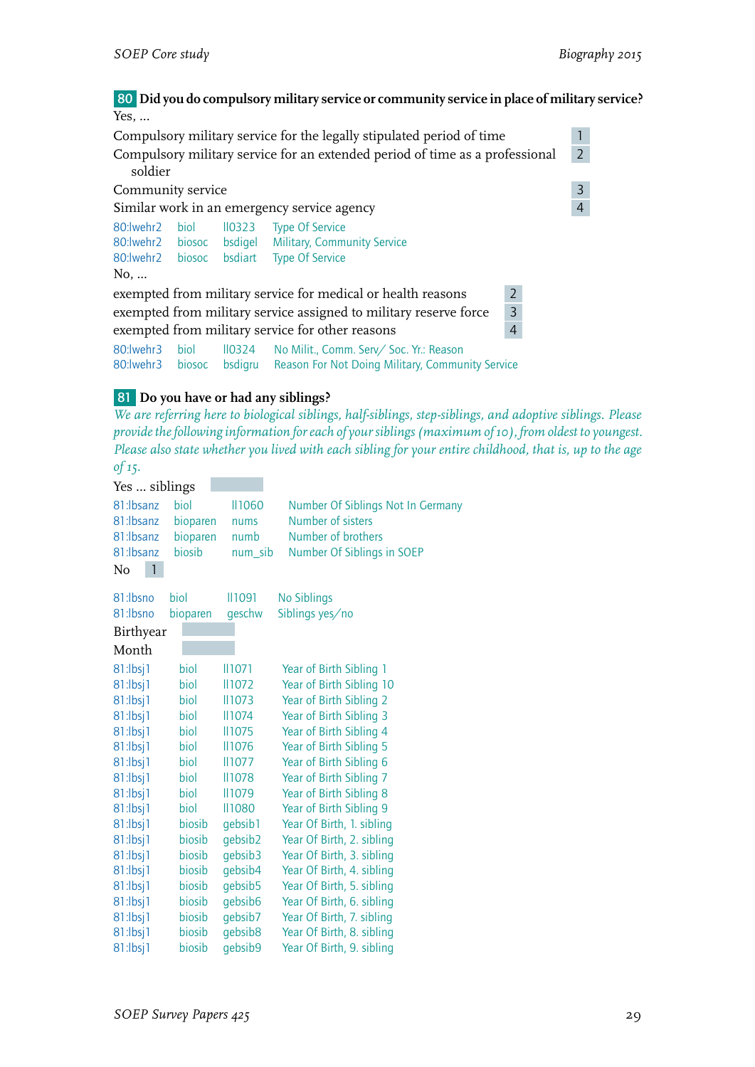**80** **Did you do compulsory military service or community service in place of military service?**

Yes, ...

| | |
|---|---|
| Compulsory military service for the legally stipulated period of time | 1 |
| Compulsory military service for an extended period of time as a professional soldier | 2 |
| Community service | 3 |
| Similar work in an emergency service agency | 4 |

| | | | |
|---|---|---|---|
| 80:lwehr2 | biol | ll0323 | Type Of Service |
| 80:lwehr2 | biosoc | bsdigel | Military, Community Service |
| 80:lwehr2 | biosoc | bsdiart | Type Of Service |

No, ...

| | |
|---|---|
| exempted from military service for medical or health reasons | 2 |
| exempted from military service assigned to military reserve force | 3 |
| exempted from military service for other reasons | 4 |

| | | | |
|---|---|---|---|
| 80:lwehr3 | biol | ll0324 | No Milit., Comm. Serv/ Soc. Yr.: Reason |
| 80:lwehr3 | biosoc | bsdigru | Reason For Not Doing Military, Community Service |

**81** **Do you have or had any siblings?**

*We are referring here to biological siblings, half-siblings, step-siblings, and adoptive siblings. Please provide the following information for each of your siblings (maximum of 10), from oldest to youngest. Please also state whether you lived with each sibling for your entire childhood, that is, up to the age of 15.*

Yes ... siblings

| | | | |
|---|---|---|---|
| 81:lbsanz | biol | ll1060 | Number Of Siblings Not In Germany |
| 81:lbsanz | bioparen | nums | Number of sisters |
| 81:lbsanz | bioparen | numb | Number of brothers |
| 81:lbsanz | biosib | num_sib | Number Of Siblings in SOEP |

No 1

| | | | |
|---|---|---|---|
| 81:lbsno | biol | ll1091 | No Siblings |
| 81:lbsno | bioparen | geschw | Siblings yes/no |

Birthyear

Month

| | | | |
|---|---|---|---|
| 81:lbsj1 | biol | ll1071 | Year of Birth Sibling 1 |
| 81:lbsj1 | biol | ll1072 | Year of Birth Sibling 10 |
| 81:lbsj1 | biol | ll1073 | Year of Birth Sibling 2 |
| 81:lbsj1 | biol | ll1074 | Year of Birth Sibling 3 |
| 81:lbsj1 | biol | ll1075 | Year of Birth Sibling 4 |
| 81:lbsj1 | biol | ll1076 | Year of Birth Sibling 5 |
| 81:lbsj1 | biol | ll1077 | Year of Birth Sibling 6 |
| 81:lbsj1 | biol | ll1078 | Year of Birth Sibling 7 |
| 81:lbsj1 | biol | ll1079 | Year of Birth Sibling 8 |
| 81:lbsj1 | biol | ll1080 | Year of Birth Sibling 9 |
| 81:lbsj1 | biosib | gebsib1 | Year Of Birth, 1. sibling |
| 81:lbsj1 | biosib | gebsib2 | Year Of Birth, 2. sibling |
| 81:lbsj1 | biosib | gebsib3 | Year Of Birth, 3. sibling |
| 81:lbsj1 | biosib | gebsib4 | Year Of Birth, 4. sibling |
| 81:lbsj1 | biosib | gebsib5 | Year Of Birth, 5. sibling |
| 81:lbsj1 | biosib | gebsib6 | Year Of Birth, 6. sibling |
| 81:lbsj1 | biosib | gebsib7 | Year Of Birth, 7. sibling |
| 81:lbsj1 | biosib | gebsib8 | Year Of Birth, 8. sibling |
| 81:lbsj1 | biosib | gebsib9 | Year Of Birth, 9. sibling |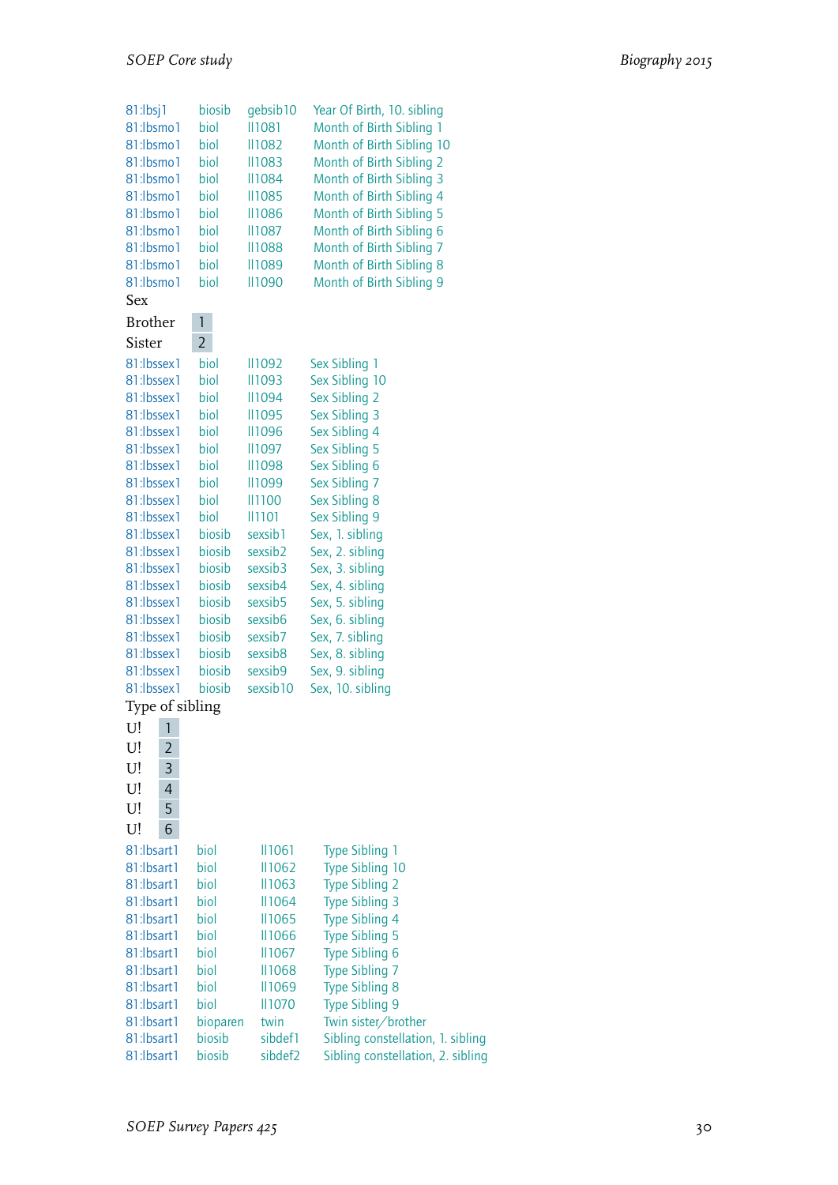| | | | |
|---|---|---|---|
| 81:lbsj1 | biosib | gebsib10 | Year Of Birth, 10. sibling |
| 81:lbsmo1 | biol | ll1081 | Month of Birth Sibling 1 |
| 81:lbsmo1 | biol | ll1082 | Month of Birth Sibling 10 |
| 81:lbsmo1 | biol | ll1083 | Month of Birth Sibling 2 |
| 81:lbsmo1 | biol | ll1084 | Month of Birth Sibling 3 |
| 81:lbsmo1 | biol | ll1085 | Month of Birth Sibling 4 |
| 81:lbsmo1 | biol | ll1086 | Month of Birth Sibling 5 |
| 81:lbsmo1 | biol | ll1087 | Month of Birth Sibling 6 |
| 81:lbsmo1 | biol | ll1088 | Month of Birth Sibling 7 |
| 81:lbsmo1 | biol | ll1089 | Month of Birth Sibling 8 |
| 81:lbsmo1 | biol | ll1090 | Month of Birth Sibling 9 |

Sex

| | |
|---|---|
| Brother | 1 |
| Sister | 2 |

| | | | |
|---|---|---|---|
| 81:lbssex1 | biol | ll1092 | Sex Sibling 1 |
| 81:lbssex1 | biol | ll1093 | Sex Sibling 10 |
| 81:lbssex1 | biol | ll1094 | Sex Sibling 2 |
| 81:lbssex1 | biol | ll1095 | Sex Sibling 3 |
| 81:lbssex1 | biol | ll1096 | Sex Sibling 4 |
| 81:lbssex1 | biol | ll1097 | Sex Sibling 5 |
| 81:lbssex1 | biol | ll1098 | Sex Sibling 6 |
| 81:lbssex1 | biol | ll1099 | Sex Sibling 7 |
| 81:lbssex1 | biol | ll1100 | Sex Sibling 8 |
| 81:lbssex1 | biol | ll1101 | Sex Sibling 9 |
| 81:lbssex1 | biosib | sexsib1 | Sex, 1. sibling |
| 81:lbssex1 | biosib | sexsib2 | Sex, 2. sibling |
| 81:lbssex1 | biosib | sexsib3 | Sex, 3. sibling |
| 81:lbssex1 | biosib | sexsib4 | Sex, 4. sibling |
| 81:lbssex1 | biosib | sexsib5 | Sex, 5. sibling |
| 81:lbssex1 | biosib | sexsib6 | Sex, 6. sibling |
| 81:lbssex1 | biosib | sexsib7 | Sex, 7. sibling |
| 81:lbssex1 | biosib | sexsib8 | Sex, 8. sibling |
| 81:lbssex1 | biosib | sexsib9 | Sex, 9. sibling |
| 81:lbssex1 | biosib | sexsib10 | Sex, 10. sibling |

Type of sibling

| | |
|---|---|
| U! | 1 |
| U! | 2 |
| U! | 3 |
| U! | 4 |
| U! | 5 |
| U! | 6 |

| | | | |
|---|---|---|---|
| 81:lbsart1 | biol | ll1061 | Type Sibling 1 |
| 81:lbsart1 | biol | ll1062 | Type Sibling 10 |
| 81:lbsart1 | biol | ll1063 | Type Sibling 2 |
| 81:lbsart1 | biol | ll1064 | Type Sibling 3 |
| 81:lbsart1 | biol | ll1065 | Type Sibling 4 |
| 81:lbsart1 | biol | ll1066 | Type Sibling 5 |
| 81:lbsart1 | biol | ll1067 | Type Sibling 6 |
| 81:lbsart1 | biol | ll1068 | Type Sibling 7 |
| 81:lbsart1 | biol | ll1069 | Type Sibling 8 |
| 81:lbsart1 | biol | ll1070 | Type Sibling 9 |
| 81:lbsart1 | bioparen | twin | Twin sister/brother |
| 81:lbsart1 | biosib | sibdef1 | Sibling constellation, 1. sibling |
| 81:lbsart1 | biosib | sibdef2 | Sibling constellation, 2. sibling |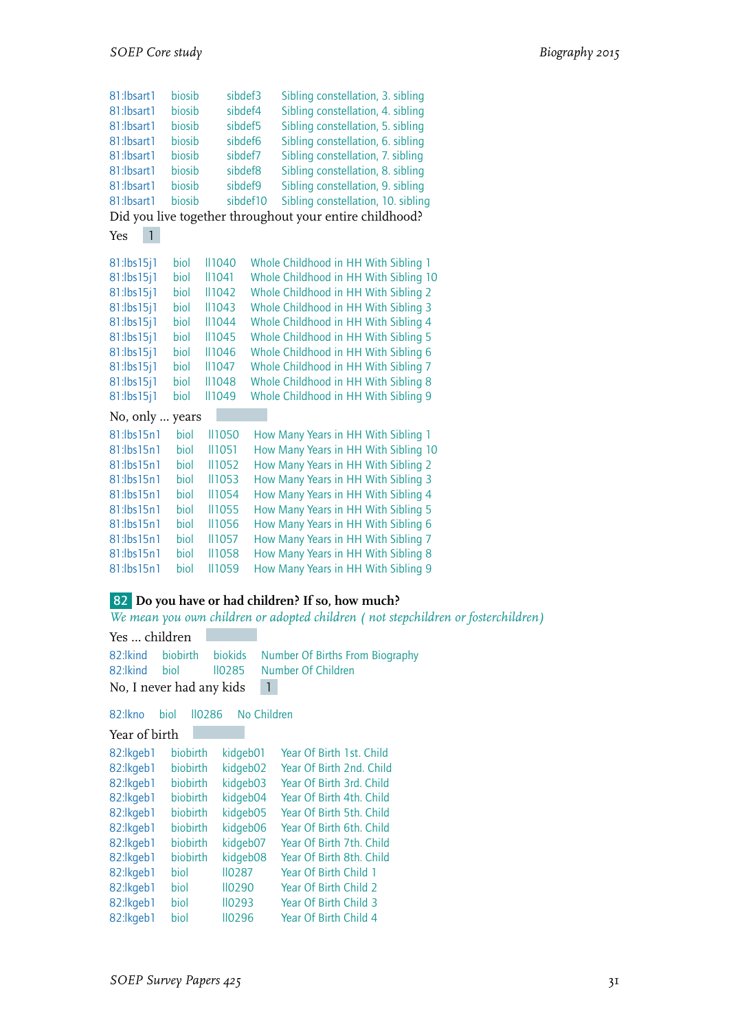| | | | |
|---|---|---|---|
| 81:lbsart1 | biosib | sibdef3 | Sibling constellation, 3. sibling |
| 81:lbsart1 | biosib | sibdef4 | Sibling constellation, 4. sibling |
| 81:lbsart1 | biosib | sibdef5 | Sibling constellation, 5. sibling |
| 81:lbsart1 | biosib | sibdef6 | Sibling constellation, 6. sibling |
| 81:lbsart1 | biosib | sibdef7 | Sibling constellation, 7. sibling |
| 81:lbsart1 | biosib | sibdef8 | Sibling constellation, 8. sibling |
| 81:lbsart1 | biosib | sibdef9 | Sibling constellation, 9. sibling |
| 81:lbsart1 | biosib | sibdef10 | Sibling constellation, 10. sibling |

Did you live together throughout your entire childhood?

Yes 1

| | | | |
|---|---|---|---|
| 81:lbs15j1 | biol | ll1040 | Whole Childhood in HH With Sibling 1 |
| 81:lbs15j1 | biol | ll1041 | Whole Childhood in HH With Sibling 10 |
| 81:lbs15j1 | biol | ll1042 | Whole Childhood in HH With Sibling 2 |
| 81:lbs15j1 | biol | ll1043 | Whole Childhood in HH With Sibling 3 |
| 81:lbs15j1 | biol | ll1044 | Whole Childhood in HH With Sibling 4 |
| 81:lbs15j1 | biol | ll1045 | Whole Childhood in HH With Sibling 5 |
| 81:lbs15j1 | biol | ll1046 | Whole Childhood in HH With Sibling 6 |
| 81:lbs15j1 | biol | ll1047 | Whole Childhood in HH With Sibling 7 |
| 81:lbs15j1 | biol | ll1048 | Whole Childhood in HH With Sibling 8 |
| 81:lbs15j1 | biol | ll1049 | Whole Childhood in HH With Sibling 9 |

No, only ... years

| | | | |
|---|---|---|---|
| 81:lbs15n1 | biol | ll1050 | How Many Years in HH With Sibling 1 |
| 81:lbs15n1 | biol | ll1051 | How Many Years in HH With Sibling 10 |
| 81:lbs15n1 | biol | ll1052 | How Many Years in HH With Sibling 2 |
| 81:lbs15n1 | biol | ll1053 | How Many Years in HH With Sibling 3 |
| 81:lbs15n1 | biol | ll1054 | How Many Years in HH With Sibling 4 |
| 81:lbs15n1 | biol | ll1055 | How Many Years in HH With Sibling 5 |
| 81:lbs15n1 | biol | ll1056 | How Many Years in HH With Sibling 6 |
| 81:lbs15n1 | biol | ll1057 | How Many Years in HH With Sibling 7 |
| 81:lbs15n1 | biol | ll1058 | How Many Years in HH With Sibling 8 |
| 81:lbs15n1 | biol | ll1059 | How Many Years in HH With Sibling 9 |

### 82 Do you have or had children? If so, how much?

*We mean you own children or adopted children ( not stepchildren or fosterchildren)*

Yes ... children

| | | | |
|---|---|---|---|
| 82:lkind | biobirth | biokids | Number Of Births From Biography |
| 82:lkind | biol | ll0285 | Number Of Children |

No, I never had any kids 1

| | | | |
|---|---|---|---|
| 82:lkno | biol | ll0286 | No Children |

Year of birth

| | | | |
|---|---|---|---|
| 82:lkgeb1 | biobirth | kidgeb01 | Year Of Birth 1st. Child |
| 82:lkgeb1 | biobirth | kidgeb02 | Year Of Birth 2nd. Child |
| 82:lkgeb1 | biobirth | kidgeb03 | Year Of Birth 3rd. Child |
| 82:lkgeb1 | biobirth | kidgeb04 | Year Of Birth 4th. Child |
| 82:lkgeb1 | biobirth | kidgeb05 | Year Of Birth 5th. Child |
| 82:lkgeb1 | biobirth | kidgeb06 | Year Of Birth 6th. Child |
| 82:lkgeb1 | biobirth | kidgeb07 | Year Of Birth 7th. Child |
| 82:lkgeb1 | biobirth | kidgeb08 | Year Of Birth 8th. Child |
| 82:lkgeb1 | biol | ll0287 | Year Of Birth Child 1 |
| 82:lkgeb1 | biol | ll0290 | Year Of Birth Child 2 |
| 82:lkgeb1 | biol | ll0293 | Year Of Birth Child 3 |
| 82:lkgeb1 | biol | ll0296 | Year Of Birth Child 4 |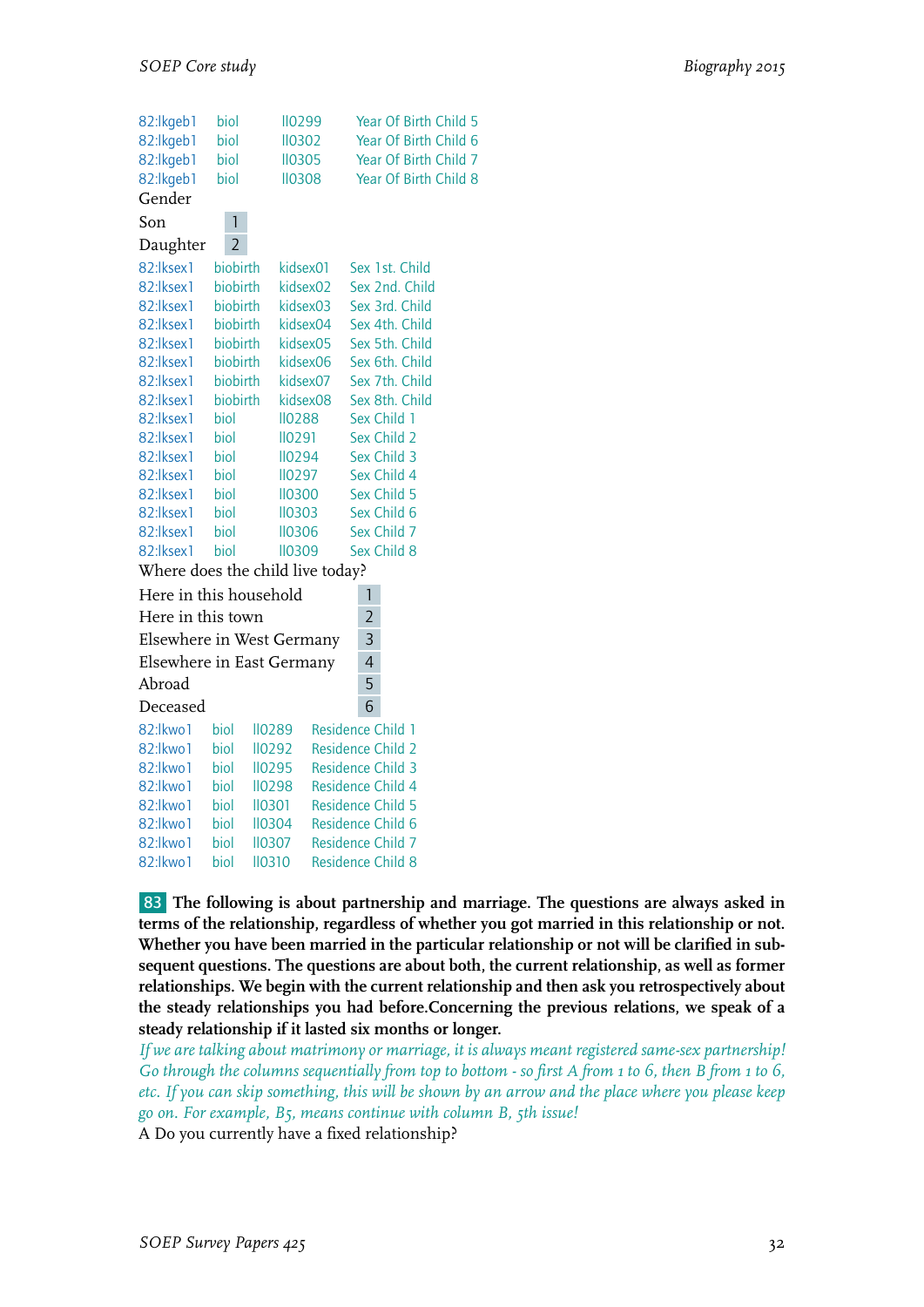82:lkgeb1 biol ll0299 Year Of Birth Child 5
82:lkgeb1 biol ll0302 Year Of Birth Child 6
82:lkgeb1 biol ll0305 Year Of Birth Child 7
82:lkgeb1 biol ll0308 Year Of Birth Child 8

Gender

| | |
|---|---|
| Son | 1 |
| Daughter | 2 |

82:lksex1 biobirth kidsex01 Sex 1st. Child
82:lksex1 biobirth kidsex02 Sex 2nd. Child
82:lksex1 biobirth kidsex03 Sex 3rd. Child
82:lksex1 biobirth kidsex04 Sex 4th. Child
82:lksex1 biobirth kidsex05 Sex 5th. Child
82:lksex1 biobirth kidsex06 Sex 6th. Child
82:lksex1 biobirth kidsex07 Sex 7th. Child
82:lksex1 biobirth kidsex08 Sex 8th. Child
82:lksex1 biol ll0288 Sex Child 1
82:lksex1 biol ll0291 Sex Child 2
82:lksex1 biol ll0294 Sex Child 3
82:lksex1 biol ll0297 Sex Child 4
82:lksex1 biol ll0300 Sex Child 5
82:lksex1 biol ll0303 Sex Child 6
82:lksex1 biol ll0306 Sex Child 7
82:lksex1 biol ll0309 Sex Child 8

Where does the child live today?

| | |
|---|---|
| Here in this household | 1 |
| Here in this town | 2 |
| Elsewhere in West Germany | 3 |
| Elsewhere in East Germany | 4 |
| Abroad | 5 |
| Deceased | 6 |

82:lkwo1 biol ll0289 Residence Child 1
82:lkwo1 biol ll0292 Residence Child 2
82:lkwo1 biol ll0295 Residence Child 3
82:lkwo1 biol ll0298 Residence Child 4
82:lkwo1 biol ll0301 Residence Child 5
82:lkwo1 biol ll0304 Residence Child 6
82:lkwo1 biol ll0307 Residence Child 7
82:lkwo1 biol ll0310 Residence Child 8

**83 The following is about partnership and marriage. The questions are always asked in terms of the relationship, regardless of whether you got married in this relationship or not. Whether you have been married in the particular relationship or not will be clarified in subsequent questions. The questions are about both, the current relationship, as well as former relationships. We begin with the current relationship and then ask you retrospectively about the steady relationships you had before.Concerning the previous relations, we speak of a steady relationship if it lasted six months or longer.**

*If we are talking about matrimony or marriage, it is always meant registered same-sex partnership! Go through the columns sequentially from top to bottom - so first A from 1 to 6, then B from 1 to 6, etc. If you can skip something, this will be shown by an arrow and the place where you please keep go on. For example, B5, means continue with column B, 5th issue!*

A Do you currently have a fixed relationship?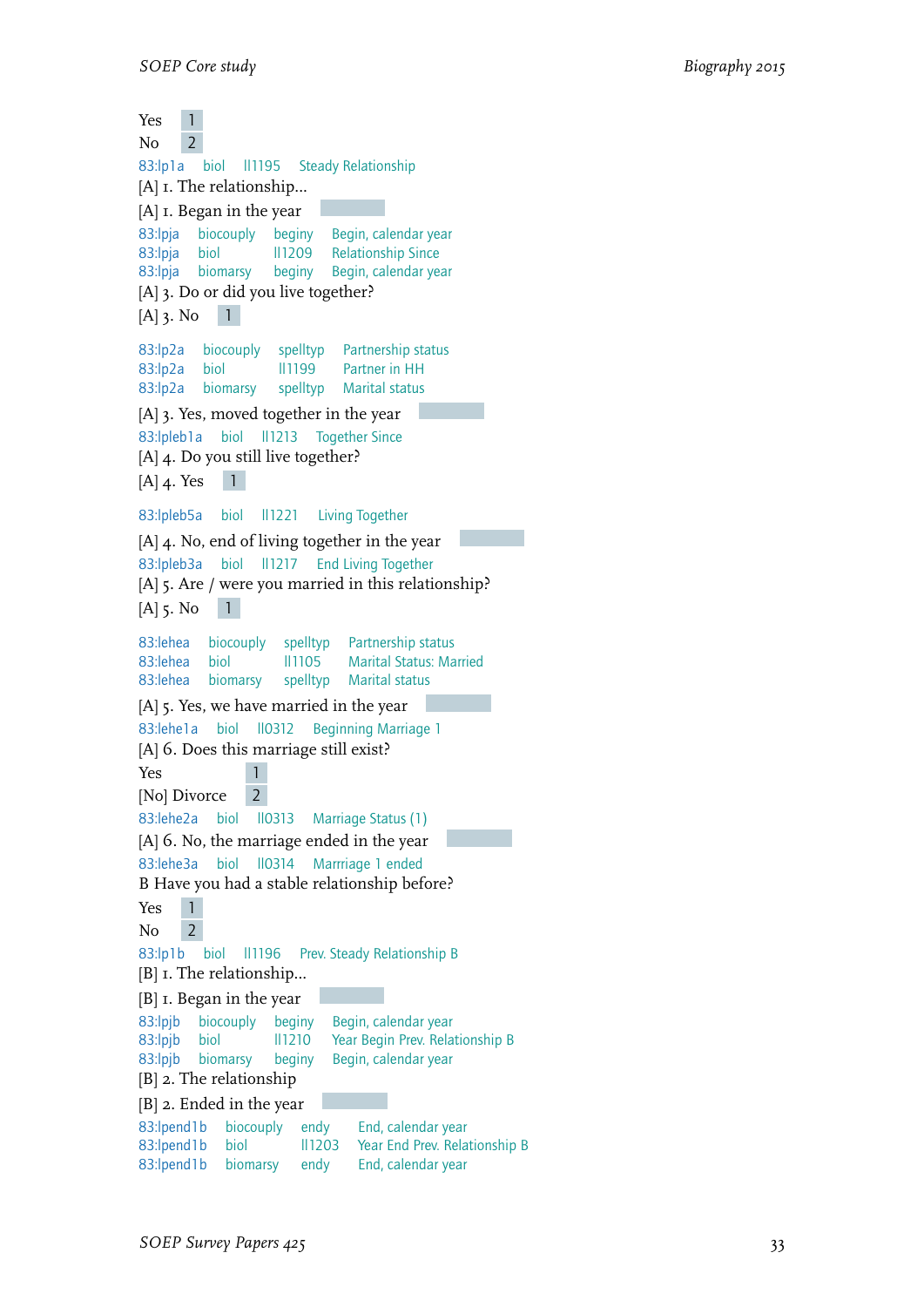Yes 1

No 2

83:lp1a biol ll1195 Steady Relationship

[A] 1. The relationship...

[A] 1. Began in the year

83:lpja biocouply beginy Begin, calendar year
83:lpja biol ll1209 Relationship Since
83:lpja biomarsy beginy Begin, calendar year

[A] 3. Do or did you live together?

[A] 3. No 1

83:lp2a biocouply spelltyp Partnership status
83:lp2a biol ll1199 Partner in HH
83:lp2a biomarsy spelltyp Marital status

[A] 3. Yes, moved together in the year

83:lpleb1a biol ll1213 Together Since

[A] 4. Do you still live together?

[A] 4. Yes 1

83:lpleb5a biol ll1221 Living Together

[A] 4. No, end of living together in the year

83:lpleb3a biol ll1217 End Living Together

[A] 5. Are / were you married in this relationship?

[A] 5. No 1

83:lehea biocouply spelltyp Partnership status
83:lehea biol ll1105 Marital Status: Married
83:lehea biomarsy spelltyp Marital status

[A] 5. Yes, we have married in the year

83:lehe1a biol ll0312 Beginning Marriage 1

[A] 6. Does this marriage still exist?

Yes 1

[No] Divorce 2

83:lehe2a biol ll0313 Marriage Status (1)

[A] 6. No, the marriage ended in the year

83:lehe3a biol ll0314 Marrriage 1 ended

B Have you had a stable relationship before?

Yes 1

No 2

83:lp1b biol ll1196 Prev. Steady Relationship B

[B] 1. The relationship...

[B] 1. Began in the year

83:lpjb biocouply beginy Begin, calendar year
83:lpjb biol ll1210 Year Begin Prev. Relationship B
83:lpjb biomarsy beginy Begin, calendar year

[B] 2. The relationship

[B] 2. Ended in the year

83:lpend1b biocouply endy End, calendar year
83:lpend1b biol ll1203 Year End Prev. Relationship B
83:lpend1b biomarsy endy End, calendar year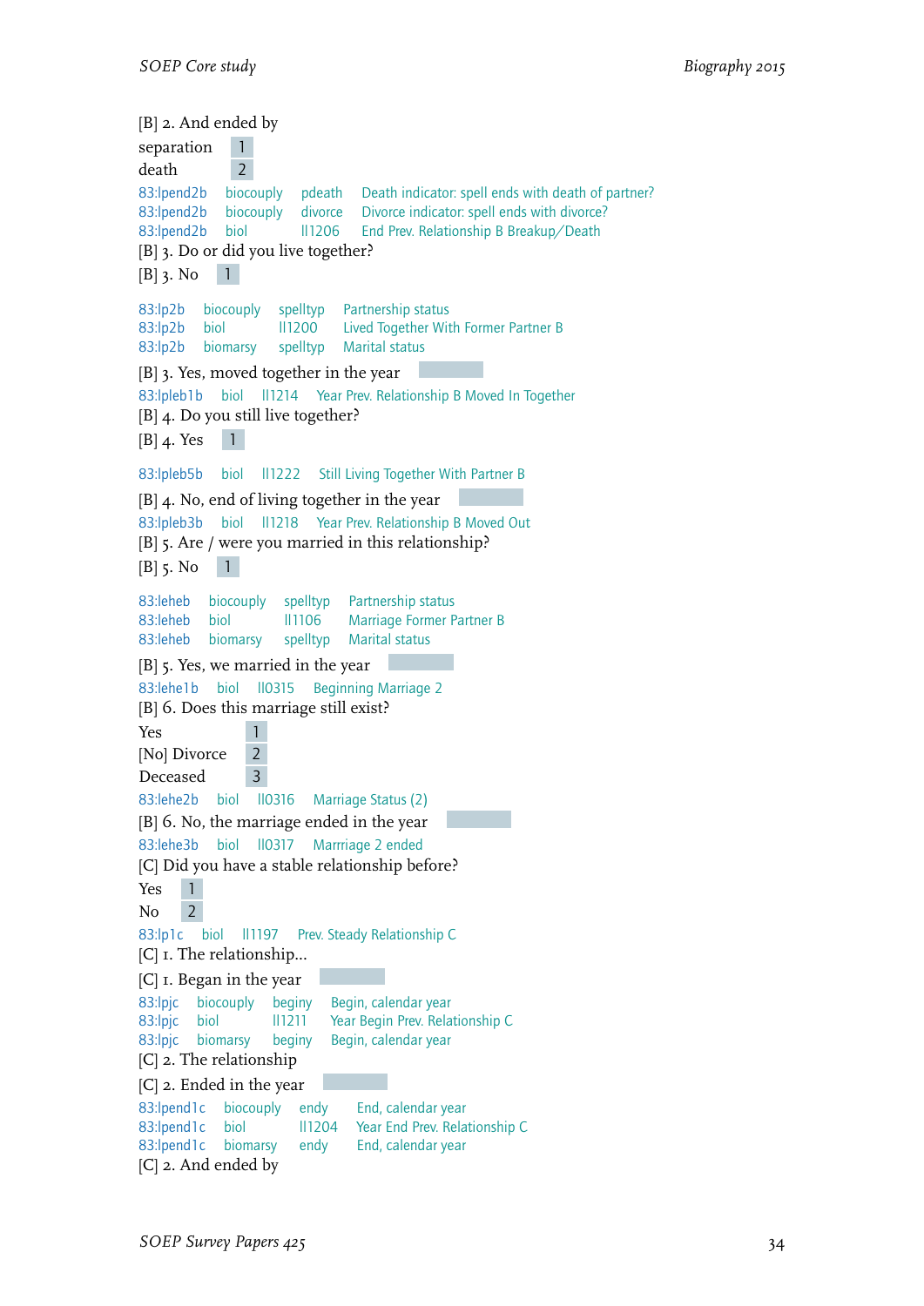[B] 2. And ended by

separation 1
death 2

83:lpend2b biocouply pdeath Death indicator: spell ends with death of partner?
83:lpend2b biocouply divorce Divorce indicator: spell ends with divorce?
83:lpend2b biol ll1206 End Prev. Relationship B Breakup/Death

[B] 3. Do or did you live together?

[B] 3. No 1

83:lp2b biocouply spelltyp Partnership status
83:lp2b biol ll1200 Lived Together With Former Partner B
83:lp2b biomarsy spelltyp Marital status

[B] 3. Yes, moved together in the year

83:lpleb1b biol ll1214 Year Prev. Relationship B Moved In Together

[B] 4. Do you still live together?

[B] 4. Yes 1

83:lpleb5b biol ll1222 Still Living Together With Partner B

[B] 4. No, end of living together in the year

83:lpleb3b biol ll1218 Year Prev. Relationship B Moved Out

[B] 5. Are / were you married in this relationship?

[B] 5. No 1

83:leheb biocouply spelltyp Partnership status
83:leheb biol ll1106 Marriage Former Partner B
83:leheb biomarsy spelltyp Marital status

[B] 5. Yes, we married in the year

83:lehe1b biol ll0315 Beginning Marriage 2

[B] 6. Does this marriage still exist?

Yes 1
[No] Divorce 2
Deceased 3

83:lehe2b biol ll0316 Marriage Status (2)

[B] 6. No, the marriage ended in the year

83:lehe3b biol ll0317 Marrriage 2 ended

[C] Did you have a stable relationship before?

Yes 1
No 2

83:lp1c biol ll1197 Prev. Steady Relationship C

[C] 1. The relationship...

[C] 1. Began in the year

83:lpjc biocouply beginy Begin, calendar year
83:lpjc biol ll1211 Year Begin Prev. Relationship C
83:lpjc biomarsy beginy Begin, calendar year

[C] 2. The relationship

[C] 2. Ended in the year

83:lpend1c biocouply endy End, calendar year
83:lpend1c biol ll1204 Year End Prev. Relationship C
83:lpend1c biomarsy endy End, calendar year

[C] 2. And ended by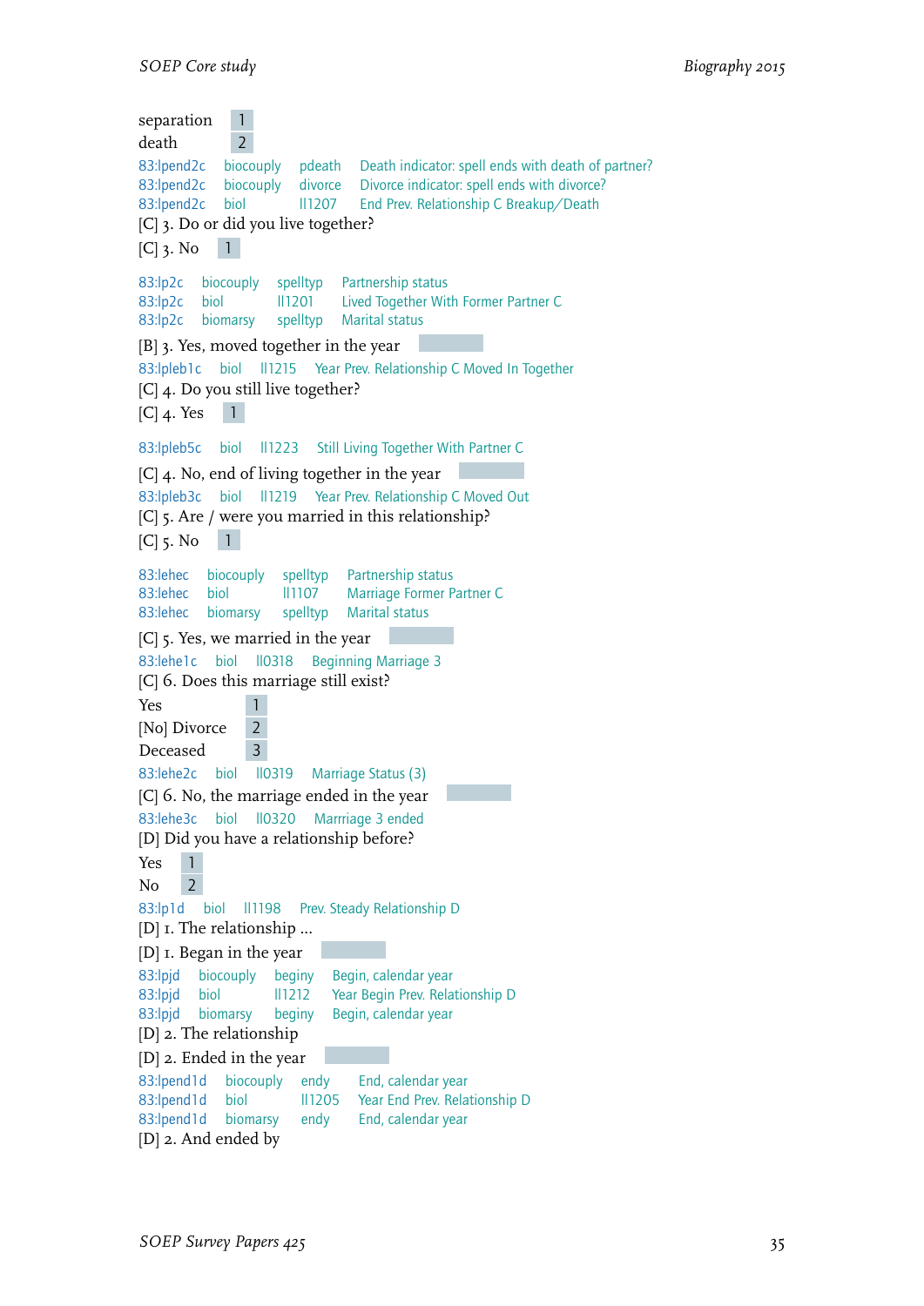separation 1
death 2

83:lpend2c biocouply pdeath Death indicator: spell ends with death of partner?
83:lpend2c biocouply divorce Divorce indicator: spell ends with divorce?
83:lpend2c biol ll1207 End Prev. Relationship C Breakup/Death

[C] 3. Do or did you live together?

[C] 3. No 1

83:lp2c biocouply spelltyp Partnership status
83:lp2c biol ll1201 Lived Together With Former Partner C
83:lp2c biomarsy spelltyp Marital status

[B] 3. Yes, moved together in the year

83:lpleb1c biol ll1215 Year Prev. Relationship C Moved In Together

[C] 4. Do you still live together?

[C] 4. Yes 1

83:lpleb5c biol ll1223 Still Living Together With Partner C

[C] 4. No, end of living together in the year

83:lpleb3c biol ll1219 Year Prev. Relationship C Moved Out

[C] 5. Are / were you married in this relationship?

[C] 5. No 1

83:lehec biocouply spelltyp Partnership status
83:lehec biol ll1107 Marriage Former Partner C
83:lehec biomarsy spelltyp Marital status

[C] 5. Yes, we married in the year

83:lehe1c biol ll0318 Beginning Marriage 3

[C] 6. Does this marriage still exist?

Yes 1
[No] Divorce 2
Deceased 3

83:lehe2c biol ll0319 Marriage Status (3)

[C] 6. No, the marriage ended in the year

83:lehe3c biol ll0320 Marrriage 3 ended

[D] Did you have a relationship before?

Yes 1
No 2

83:lp1d biol ll1198 Prev. Steady Relationship D

[D] 1. The relationship ...

[D] 1. Began in the year

83:lpjd biocouply beginy Begin, calendar year
83:lpjd biol ll1212 Year Begin Prev. Relationship D
83:lpjd biomarsy beginy Begin, calendar year

[D] 2. The relationship

[D] 2. Ended in the year

83:lpend1d biocouply endy End, calendar year
83:lpend1d biol ll1205 Year End Prev. Relationship D
83:lpend1d biomarsy endy End, calendar year

[D] 2. And ended by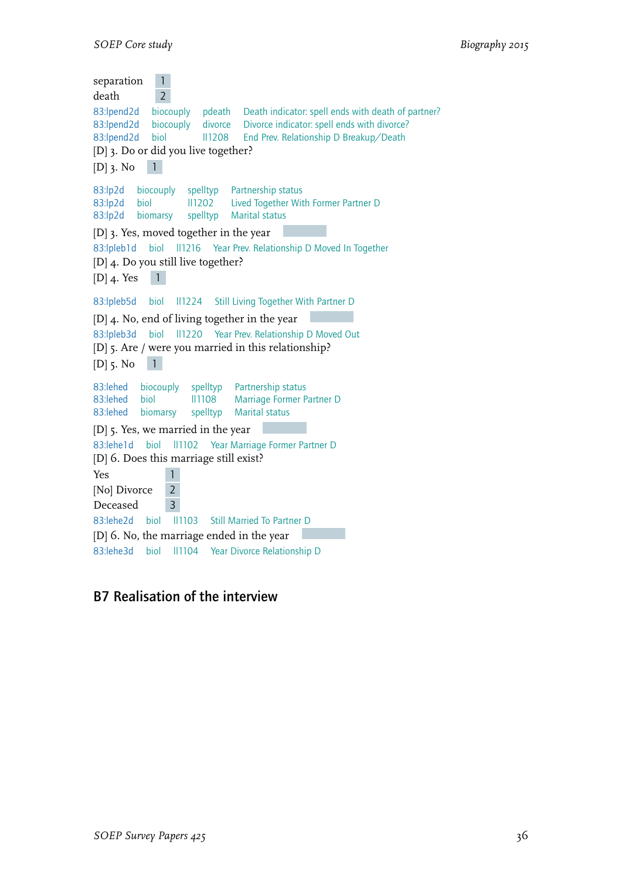separation 1
death 2

83:lpend2d biocouply pdeath Death indicator: spell ends with death of partner?
83:lpend2d biocouply divorce Divorce indicator: spell ends with divorce?
83:lpend2d biol ll1208 End Prev. Relationship D Breakup/Death

[D] 3. Do or did you live together?

[D] 3. No 1

83:lp2d biocouply spelltyp Partnership status
83:lp2d biol ll1202 Lived Together With Former Partner D
83:lp2d biomarsy spelltyp Marital status

[D] 3. Yes, moved together in the year

83:lpleb1d biol ll1216 Year Prev. Relationship D Moved In Together

[D] 4. Do you still live together?

[D] 4. Yes 1

83:lpleb5d biol ll1224 Still Living Together With Partner D

[D] 4. No, end of living together in the year

83:lpleb3d biol ll1220 Year Prev. Relationship D Moved Out

[D] 5. Are / were you married in this relationship?

[D] 5. No 1

83:lehed biocouply spelltyp Partnership status
83:lehed biol ll1108 Marriage Former Partner D
83:lehed biomarsy spelltyp Marital status

[D] 5. Yes, we married in the year

83:lehe1d biol ll1102 Year Marriage Former Partner D

[D] 6. Does this marriage still exist?

Yes 1
[No] Divorce 2
Deceased 3

83:lehe2d biol ll1103 Still Married To Partner D

[D] 6. No, the marriage ended in the year

83:lehe3d biol ll1104 Year Divorce Relationship D

## B7 Realisation of the interview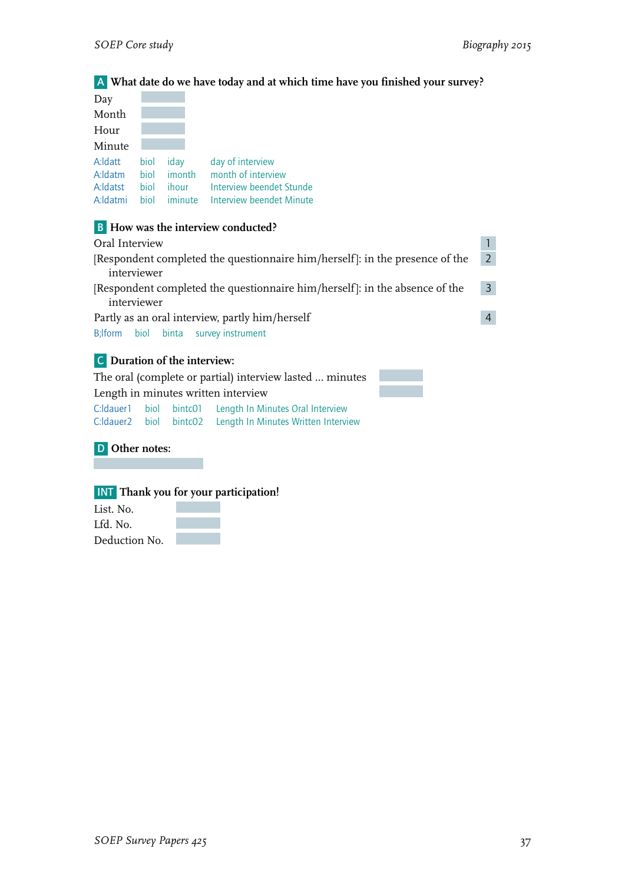**A** **What date do we have today and at which time have you finished your survey?**

Day

Month

Hour

Minute

A:ldatt biol iday day of interview
A:ldatm biol imonth month of interview
A:ldatst biol ihour Interview beendet Stunde
A:ldatmi biol iminute Interview beendet Minute

**B** **How was the interview conducted?**

Oral Interview 1

[Respondent completed the questionnaire him/herself]: in the presence of the interviewer 2

[Respondent completed the questionnaire him/herself]: in the absence of the interviewer 3

Partly as an oral interview, partly him/herself 4

B;lform biol binta survey instrument

**C** **Duration of the interview:**

The oral (complete or partial) interview lasted ... minutes

Length in minutes written interview

C:ldauer1 biol bintc01 Length In Minutes Oral Interview
C:ldauer2 biol bintc02 Length In Minutes Written Interview

**D** **Other notes:**

**INT** **Thank you for your participation!**

List. No.

Lfd. No.

Deduction No.